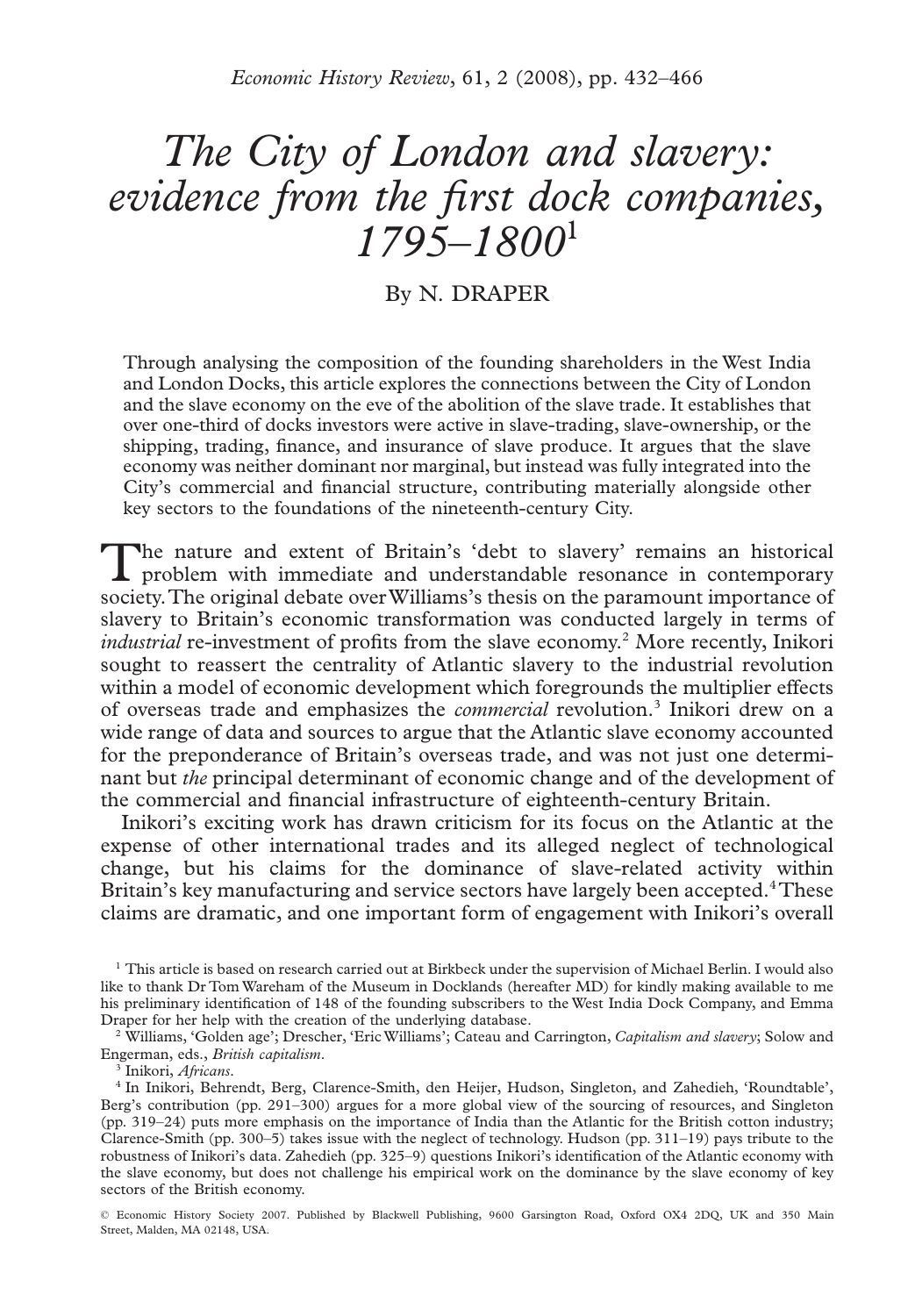# *The City of London and slavery: evidence from the first dock companies, 1795–1800*[1]

By N. DRAPER

Through analysing the composition of the founding shareholders in the West India and London Docks, this article explores the connections between the City of London and the slave economy on the eve of the abolition of the slave trade. It establishes that over one-third of docks investors were active in slave-trading, slave-ownership, or the shipping, trading, finance, and insurance of slave produce. It argues that the slave economy was neither dominant nor marginal, but instead was fully integrated into the City's commercial and financial structure, contributing materially alongside other key sectors to the foundations of the nineteenth-century City.

The nature and extent of Britain's 'debt to slavery' remains an historical problem with immediate and understandable resonance in contemporary society. The original debate over Williams's thesis on the paramount importance of slavery to Britain's economic transformation was conducted largely in terms of *industrial* re-investment of profits from the slave economy.[2] More recently, Inikori sought to reassert the centrality of Atlantic slavery to the industrial revolution within a model of economic development which foregrounds the multiplier effects of overseas trade and emphasizes the *commercial* revolution.[3] Inikori drew on a wide range of data and sources to argue that the Atlantic slave economy accounted for the preponderance of Britain's overseas trade, and was not just one determinant but *the* principal determinant of economic change and of the development of the commercial and financial infrastructure of eighteenth-century Britain.

Inikori's exciting work has drawn criticism for its focus on the Atlantic at the expense of other international trades and its alleged neglect of technological change, but his claims for the dominance of slave-related activity within Britain's key manufacturing and service sectors have largely been accepted.[4] These claims are dramatic, and one important form of engagement with Inikori's overall

---

[1] This article is based on research carried out at Birkbeck under the supervision of Michael Berlin. I would also like to thank Dr Tom Wareham of the Museum in Docklands (hereafter MD) for kindly making available to me his preliminary identification of 148 of the founding subscribers to the West India Dock Company, and Emma Draper for her help with the creation of the underlying database.

[2] Williams, 'Golden age'; Drescher, 'Eric Williams'; Cateau and Carrington, *Capitalism and slavery*; Solow and Engerman, eds., *British capitalism*.

[3] Inikori, *Africans*.

[4] In Inikori, Behrendt, Berg, Clarence-Smith, den Heijer, Hudson, Singleton, and Zahedieh, 'Roundtable', Berg's contribution (pp. 291–300) argues for a more global view of the sourcing of resources, and Singleton (pp. 319–24) puts more emphasis on the importance of India than the Atlantic for the British cotton industry; Clarence-Smith (pp. 300–5) takes issue with the neglect of technology. Hudson (pp. 311–19) pays tribute to the robustness of Inikori's data. Zahedieh (pp. 325–9) questions Inikori's identification of the Atlantic economy with the slave economy, but does not challenge his empirical work on the dominance by the slave economy of key sectors of the British economy.

© Economic History Society 2007. Published by Blackwell Publishing, 9600 Garsington Road, Oxford OX4 2DQ, UK and 350 Main Street, Malden, MA 02148, USA.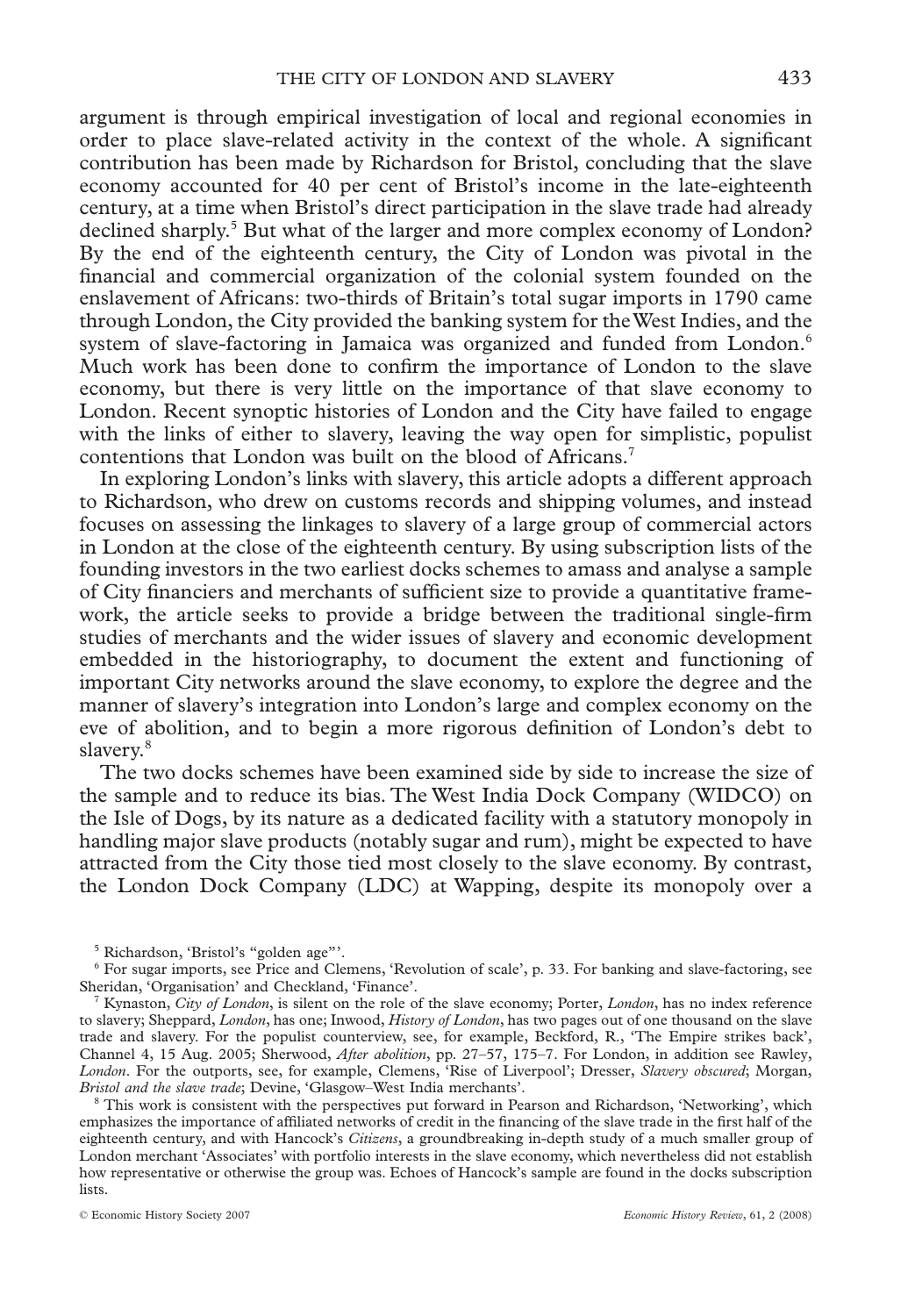argument is through empirical investigation of local and regional economies in order to place slave-related activity in the context of the whole. A significant contribution has been made by Richardson for Bristol, concluding that the slave economy accounted for 40 per cent of Bristol's income in the late-eighteenth century, at a time when Bristol's direct participation in the slave trade had already declined sharply.[5] But what of the larger and more complex economy of London? By the end of the eighteenth century, the City of London was pivotal in the financial and commercial organization of the colonial system founded on the enslavement of Africans: two-thirds of Britain's total sugar imports in 1790 came through London, the City provided the banking system for the West Indies, and the system of slave-factoring in Jamaica was organized and funded from London.[6] Much work has been done to confirm the importance of London to the slave economy, but there is very little on the importance of that slave economy to London. Recent synoptic histories of London and the City have failed to engage with the links of either to slavery, leaving the way open for simplistic, populist contentions that London was built on the blood of Africans.[7]

In exploring London's links with slavery, this article adopts a different approach to Richardson, who drew on customs records and shipping volumes, and instead focuses on assessing the linkages to slavery of a large group of commercial actors in London at the close of the eighteenth century. By using subscription lists of the founding investors in the two earliest docks schemes to amass and analyse a sample of City financiers and merchants of sufficient size to provide a quantitative framework, the article seeks to provide a bridge between the traditional single-firm studies of merchants and the wider issues of slavery and economic development embedded in the historiography, to document the extent and functioning of important City networks around the slave economy, to explore the degree and the manner of slavery's integration into London's large and complex economy on the eve of abolition, and to begin a more rigorous definition of London's debt to slavery.[8]

The two docks schemes have been examined side by side to increase the size of the sample and to reduce its bias. The West India Dock Company (WIDCO) on the Isle of Dogs, by its nature as a dedicated facility with a statutory monopoly in handling major slave products (notably sugar and rum), might be expected to have attracted from the City those tied most closely to the slave economy. By contrast, the London Dock Company (LDC) at Wapping, despite its monopoly over a

[5] Richardson, 'Bristol's "golden age"'.

[6] For sugar imports, see Price and Clemens, 'Revolution of scale', p. 33. For banking and slave-factoring, see Sheridan, 'Organisation' and Checkland, 'Finance'.

[7] Kynaston, *City of London*, is silent on the role of the slave economy; Porter, *London*, has no index reference to slavery; Sheppard, *London*, has one; Inwood, *History of London*, has two pages out of one thousand on the slave trade and slavery. For the populist counterview, see, for example, Beckford, R., 'The Empire strikes back', Channel 4, 15 Aug. 2005; Sherwood, *After abolition*, pp. 27–57, 175–7. For London, in addition see Rawley, *London*. For the outports, see, for example, Clemens, 'Rise of Liverpool'; Dresser, *Slavery obscured*; Morgan, *Bristol and the slave trade*; Devine, 'Glasgow–West India merchants'.

[8] This work is consistent with the perspectives put forward in Pearson and Richardson, 'Networking', which emphasizes the importance of affiliated networks of credit in the financing of the slave trade in the first half of the eighteenth century, and with Hancock's *Citizens*, a groundbreaking in-depth study of a much smaller group of London merchant 'Associates' with portfolio interests in the slave economy, which nevertheless did not establish how representative or otherwise the group was. Echoes of Hancock's sample are found in the docks subscription lists.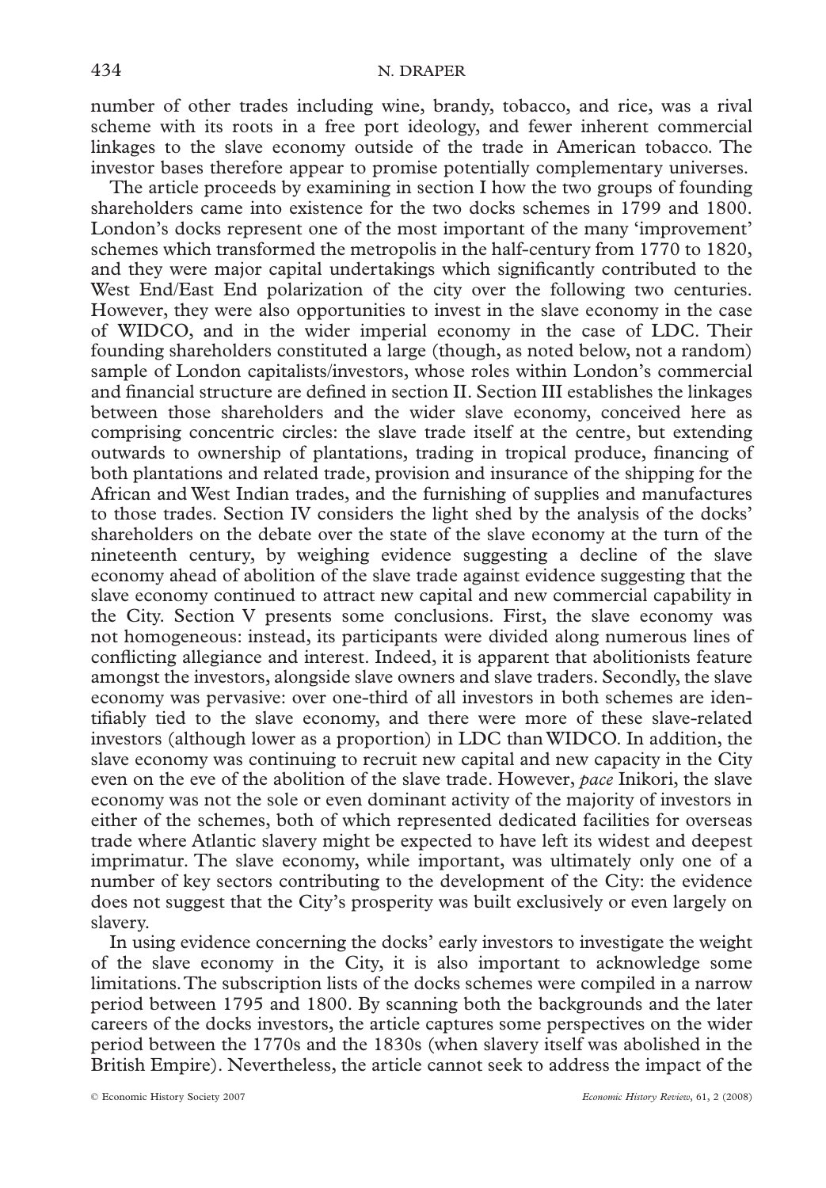number of other trades including wine, brandy, tobacco, and rice, was a rival scheme with its roots in a free port ideology, and fewer inherent commercial linkages to the slave economy outside of the trade in American tobacco. The investor bases therefore appear to promise potentially complementary universes.

The article proceeds by examining in section I how the two groups of founding shareholders came into existence for the two docks schemes in 1799 and 1800. London's docks represent one of the most important of the many 'improvement' schemes which transformed the metropolis in the half-century from 1770 to 1820, and they were major capital undertakings which significantly contributed to the West End/East End polarization of the city over the following two centuries. However, they were also opportunities to invest in the slave economy in the case of WIDCO, and in the wider imperial economy in the case of LDC. Their founding shareholders constituted a large (though, as noted below, not a random) sample of London capitalists/investors, whose roles within London's commercial and financial structure are defined in section II. Section III establishes the linkages between those shareholders and the wider slave economy, conceived here as comprising concentric circles: the slave trade itself at the centre, but extending outwards to ownership of plantations, trading in tropical produce, financing of both plantations and related trade, provision and insurance of the shipping for the African and West Indian trades, and the furnishing of supplies and manufactures to those trades. Section IV considers the light shed by the analysis of the docks' shareholders on the debate over the state of the slave economy at the turn of the nineteenth century, by weighing evidence suggesting a decline of the slave economy ahead of abolition of the slave trade against evidence suggesting that the slave economy continued to attract new capital and new commercial capability in the City. Section V presents some conclusions. First, the slave economy was not homogeneous: instead, its participants were divided along numerous lines of conflicting allegiance and interest. Indeed, it is apparent that abolitionists feature amongst the investors, alongside slave owners and slave traders. Secondly, the slave economy was pervasive: over one-third of all investors in both schemes are identifiably tied to the slave economy, and there were more of these slave-related investors (although lower as a proportion) in LDC than WIDCO. In addition, the slave economy was continuing to recruit new capital and new capacity in the City even on the eve of the abolition of the slave trade. However, *pace* Inikori, the slave economy was not the sole or even dominant activity of the majority of investors in either of the schemes, both of which represented dedicated facilities for overseas trade where Atlantic slavery might be expected to have left its widest and deepest imprimatur. The slave economy, while important, was ultimately only one of a number of key sectors contributing to the development of the City: the evidence does not suggest that the City's prosperity was built exclusively or even largely on slavery.

In using evidence concerning the docks' early investors to investigate the weight of the slave economy in the City, it is also important to acknowledge some limitations. The subscription lists of the docks schemes were compiled in a narrow period between 1795 and 1800. By scanning both the backgrounds and the later careers of the docks investors, the article captures some perspectives on the wider period between the 1770s and the 1830s (when slavery itself was abolished in the British Empire). Nevertheless, the article cannot seek to address the impact of the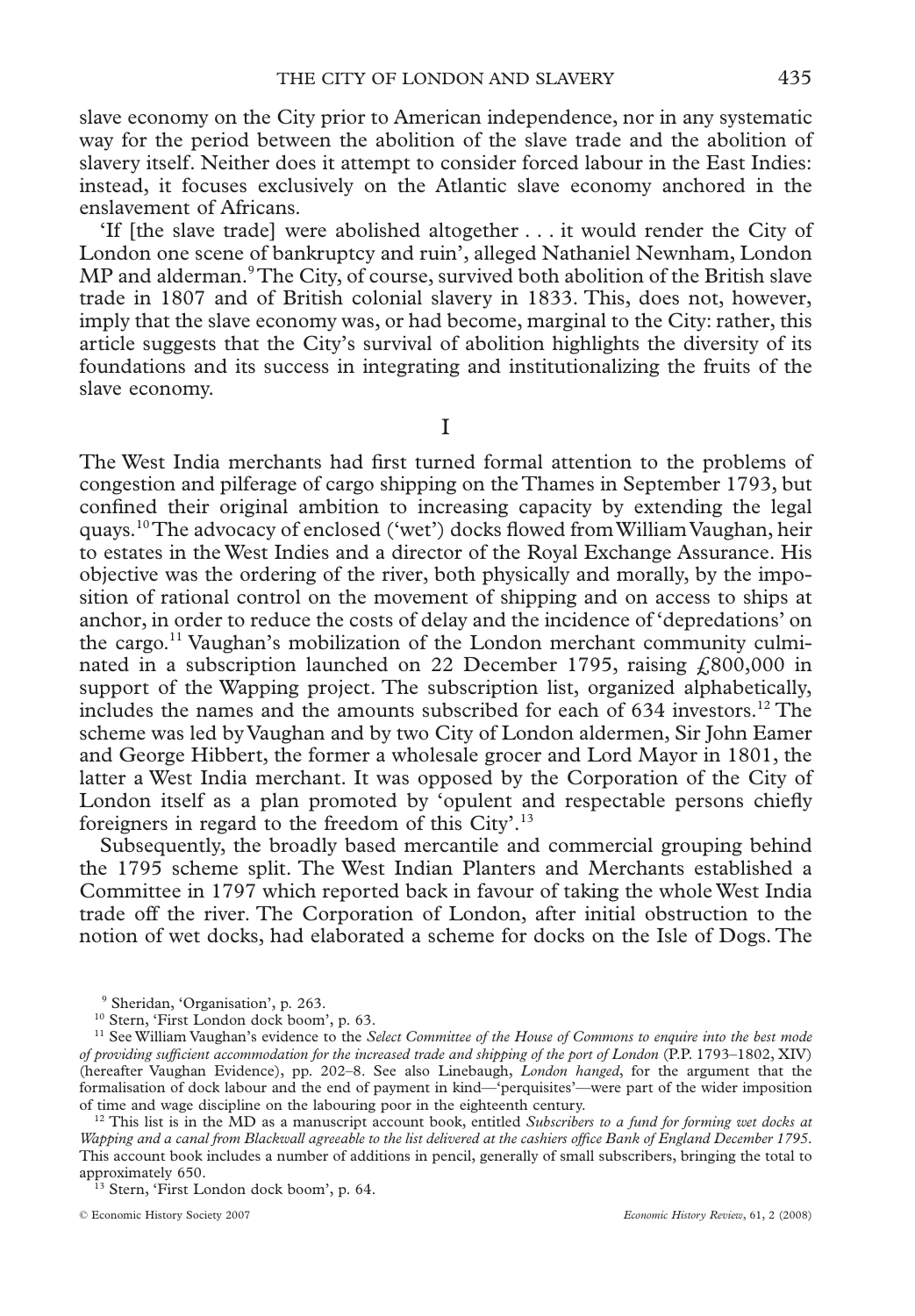slave economy on the City prior to American independence, nor in any systematic way for the period between the abolition of the slave trade and the abolition of slavery itself. Neither does it attempt to consider forced labour in the East Indies: instead, it focuses exclusively on the Atlantic slave economy anchored in the enslavement of Africans.

'If [the slave trade] were abolished altogether . . . it would render the City of London one scene of bankruptcy and ruin', alleged Nathaniel Newnham, London MP and alderman.[9] The City, of course, survived both abolition of the British slave trade in 1807 and of British colonial slavery in 1833. This does not, however, imply that the slave economy was, or had become, marginal to the City: rather, this article suggests that the City's survival of abolition highlights the diversity of its foundations and its success in integrating and institutionalizing the fruits of the slave economy.

## I

The West India merchants had first turned formal attention to the problems of congestion and pilferage of cargo shipping on the Thames in September 1793, but confined their original ambition to increasing capacity by extending the legal quays.[10] The advocacy of enclosed ('wet') docks flowed from William Vaughan, heir to estates in the West Indies and a director of the Royal Exchange Assurance. His objective was the ordering of the river, both physically and morally, by the imposition of rational control on the movement of shipping and on access to ships at anchor, in order to reduce the costs of delay and the incidence of 'depredations' on the cargo.[11] Vaughan's mobilization of the London merchant community culminated in a subscription launched on 22 December 1795, raising £800,000 in support of the Wapping project. The subscription list, organized alphabetically, includes the names and the amounts subscribed for each of 634 investors.[12] The scheme was led by Vaughan and by two City of London aldermen, Sir John Eamer and George Hibbert, the former a wholesale grocer and Lord Mayor in 1801, the latter a West India merchant. It was opposed by the Corporation of the City of London itself as a plan promoted by 'opulent and respectable persons chiefly foreigners in regard to the freedom of this City'.[13]

Subsequently, the broadly based mercantile and commercial grouping behind the 1795 scheme split. The West Indian Planters and Merchants established a Committee in 1797 which reported back in favour of taking the whole West India trade off the river. The Corporation of London, after initial obstruction to the notion of wet docks, had elaborated a scheme for docks on the Isle of Dogs. The

[9] Sheridan, 'Organisation', p. 263.

[10] Stern, 'First London dock boom', p. 63.

[11] See William Vaughan's evidence to the *Select Committee of the House of Commons to enquire into the best mode of providing sufficient accommodation for the increased trade and shipping of the port of London* (P.P. 1793–1802, XIV) (hereafter Vaughan Evidence), pp. 202–8. See also Linebaugh, *London hanged*, for the argument that the formalisation of dock labour and the end of payment in kind—'perquisites'—were part of the wider imposition of time and wage discipline on the labouring poor in the eighteenth century.

[12] This list is in the MD as a manuscript account book, entitled *Subscribers to a fund for forming wet docks at Wapping and a canal from Blackwall agreeable to the list delivered at the cashiers office Bank of England December 1795*. This account book includes a number of additions in pencil, generally of small subscribers, bringing the total to approximately 650.

[13] Stern, 'First London dock boom', p. 64.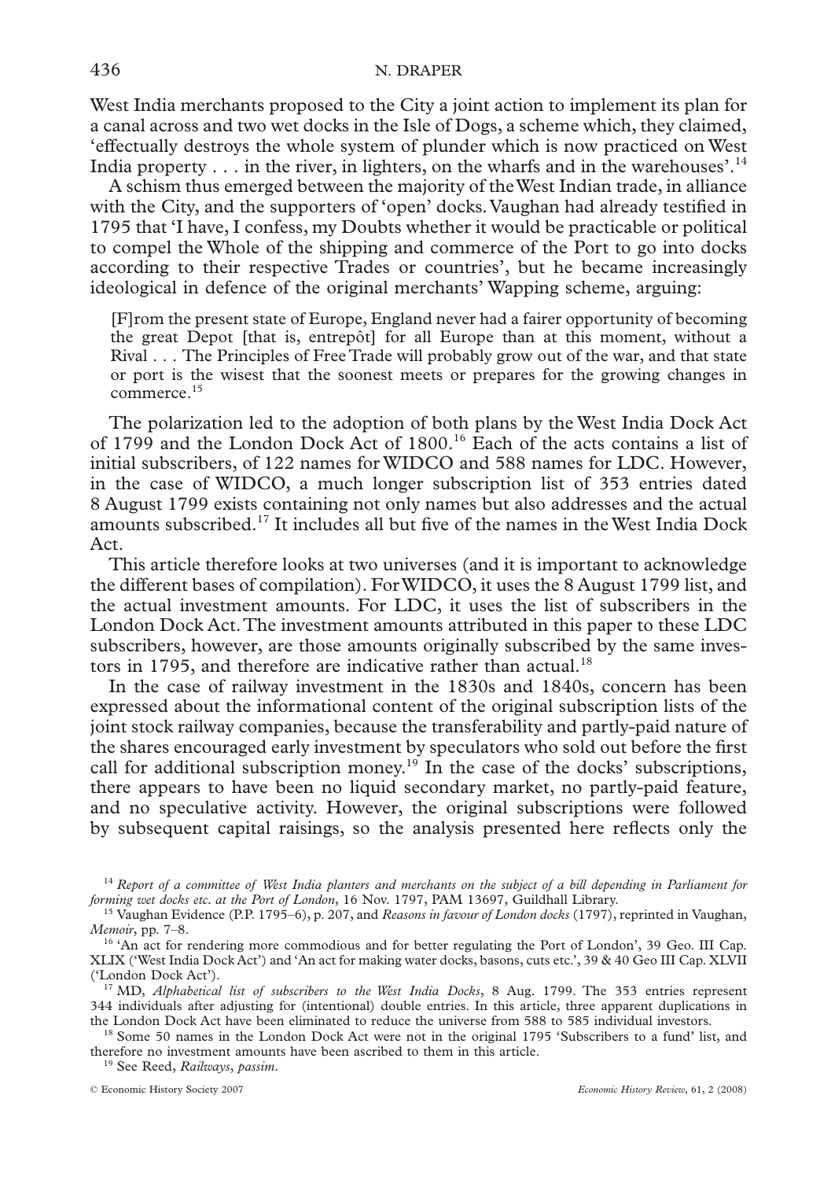West India merchants proposed to the City a joint action to implement its plan for a canal across and two wet docks in the Isle of Dogs, a scheme which, they claimed, 'effectually destroys the whole system of plunder which is now practiced on West India property . . . in the river, in lighters, on the wharfs and in the warehouses'.[14]

A schism thus emerged between the majority of the West Indian trade, in alliance with the City, and the supporters of 'open' docks. Vaughan had already testified in 1795 that 'I have, I confess, my Doubts whether it would be practicable or political to compel the Whole of the shipping and commerce of the Port to go into docks according to their respective Trades or countries', but he became increasingly ideological in defence of the original merchants' Wapping scheme, arguing:

> [F]rom the present state of Europe, England never had a fairer opportunity of becoming the great Depot [that is, entrepôt] for all Europe than at this moment, without a Rival . . . The Principles of Free Trade will probably grow out of the war, and that state or port is the wisest that the soonest meets or prepares for the growing changes in commerce.[15]

The polarization led to the adoption of both plans by the West India Dock Act of 1799 and the London Dock Act of 1800.[16] Each of the acts contains a list of initial subscribers, of 122 names for WIDCO and 588 names for LDC. However, in the case of WIDCO, a much longer subscription list of 353 entries dated 8 August 1799 exists containing not only names but also addresses and the actual amounts subscribed.[17] It includes all but five of the names in the West India Dock Act.

This article therefore looks at two universes (and it is important to acknowledge the different bases of compilation). For WIDCO, it uses the 8 August 1799 list, and the actual investment amounts. For LDC, it uses the list of subscribers in the London Dock Act. The investment amounts attributed in this paper to these LDC subscribers, however, are those amounts originally subscribed by the same investors in 1795, and therefore are indicative rather than actual.[18]

In the case of railway investment in the 1830s and 1840s, concern has been expressed about the informational content of the original subscription lists of the joint stock railway companies, because the transferability and partly-paid nature of the shares encouraged early investment by speculators who sold out before the first call for additional subscription money.[19] In the case of the docks' subscriptions, there appears to have been no liquid secondary market, no partly-paid feature, and no speculative activity. However, the original subscriptions were followed by subsequent capital raisings, so the analysis presented here reflects only the

---

[14] *Report of a committee of West India planters and merchants on the subject of a bill depending in Parliament for forming wet docks etc. at the Port of London*, 16 Nov. 1797, PAM 13697, Guildhall Library.

[15] Vaughan Evidence (P.P. 1795–6), p. 207, and *Reasons in favour of London docks* (1797), reprinted in Vaughan, *Memoir*, pp. 7–8.

[16] 'An act for rendering more commodious and for better regulating the Port of London', 39 Geo. III Cap. XLIX ('West India Dock Act') and 'An act for making water docks, basons, cuts etc.', 39 & 40 Geo III Cap. XLVII ('London Dock Act').

[17] MD, *Alphabetical list of subscribers to the West India Docks*, 8 Aug. 1799. The 353 entries represent 344 individuals after adjusting for (intentional) double entries. In this article, three apparent duplications in the London Dock Act have been eliminated to reduce the universe from 588 to 585 individual investors.

[18] Some 50 names in the London Dock Act were not in the original 1795 'Subscribers to a fund' list, and therefore no investment amounts have been ascribed to them in this article.

[19] See Reed, *Railways*, *passim*.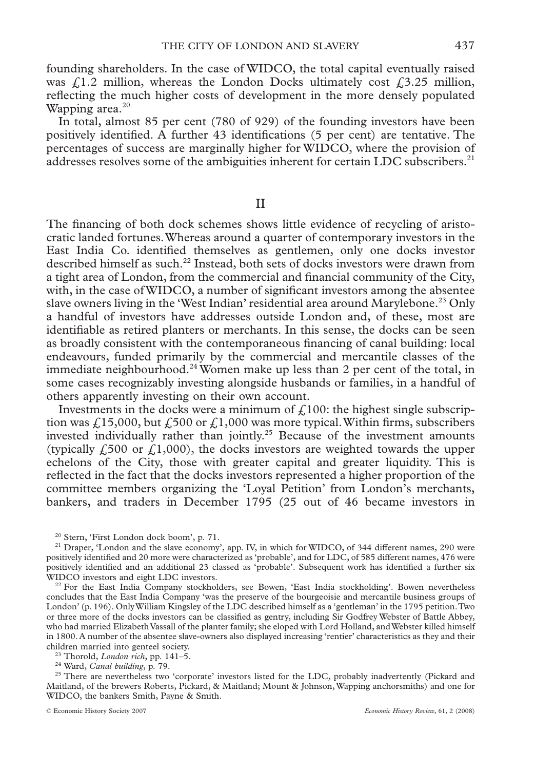founding shareholders. In the case of WIDCO, the total capital eventually raised was £1.2 million, whereas the London Docks ultimately cost £3.25 million, reflecting the much higher costs of development in the more densely populated Wapping area.[20]

In total, almost 85 per cent (780 of 929) of the founding investors have been positively identified. A further 43 identifications (5 per cent) are tentative. The percentages of success are marginally higher for WIDCO, where the provision of addresses resolves some of the ambiguities inherent for certain LDC subscribers.[21]

## II

The financing of both dock schemes shows little evidence of recycling of aristocratic landed fortunes. Whereas around a quarter of contemporary investors in the East India Co. identified themselves as gentlemen, only one docks investor described himself as such.[22] Instead, both sets of docks investors were drawn from a tight area of London, from the commercial and financial community of the City, with, in the case of WIDCO, a number of significant investors among the absentee slave owners living in the 'West Indian' residential area around Marylebone.[23] Only a handful of investors have addresses outside London and, of these, most are identifiable as retired planters or merchants. In this sense, the docks can be seen as broadly consistent with the contemporaneous financing of canal building: local endeavours, funded primarily by the commercial and mercantile classes of the immediate neighbourhood.[24] Women make up less than 2 per cent of the total, in some cases recognizably investing alongside husbands or families, in a handful of others apparently investing on their own account.

Investments in the docks were a minimum of £100: the highest single subscription was £15,000, but £500 or £1,000 was more typical. Within firms, subscribers invested individually rather than jointly.[25] Because of the investment amounts (typically £500 or £1,000), the docks investors are weighted towards the upper echelons of the City, those with greater capital and greater liquidity. This is reflected in the fact that the docks investors represented a higher proportion of the committee members organizing the 'Loyal Petition' from London's merchants, bankers, and traders in December 1795 (25 out of 46 became investors in

---

[20] Stern, 'First London dock boom', p. 71.

[21] Draper, 'London and the slave economy', app. IV, in which for WIDCO, of 344 different names, 290 were positively identified and 20 more were characterized as 'probable', and for LDC, of 585 different names, 476 were positively identified and an additional 23 classed as 'probable'. Subsequent work has identified a further six WIDCO investors and eight LDC investors.

[22] For the East India Company stockholders, see Bowen, 'East India stockholding'. Bowen nevertheless concludes that the East India Company 'was the preserve of the bourgeoisie and mercantile business groups of London' (p. 196). Only William Kingsley of the LDC described himself as a 'gentleman' in the 1795 petition. Two or three more of the docks investors can be classified as gentry, including Sir Godfrey Webster of Battle Abbey, who had married Elizabeth Vassall of the planter family; she eloped with Lord Holland, and Webster killed himself in 1800. A number of the absentee slave-owners also displayed increasing 'rentier' characteristics as they and their children married into genteel society.

[23] Thorold, *London rich*, pp. 141–5.

[24] Ward, *Canal building*, p. 79.

[25] There are nevertheless two 'corporate' investors listed for the LDC, probably inadvertently (Pickard and Maitland, of the brewers Roberts, Pickard, & Maitland; Mount & Johnson, Wapping anchorsmiths) and one for WIDCO, the bankers Smith, Payne & Smith.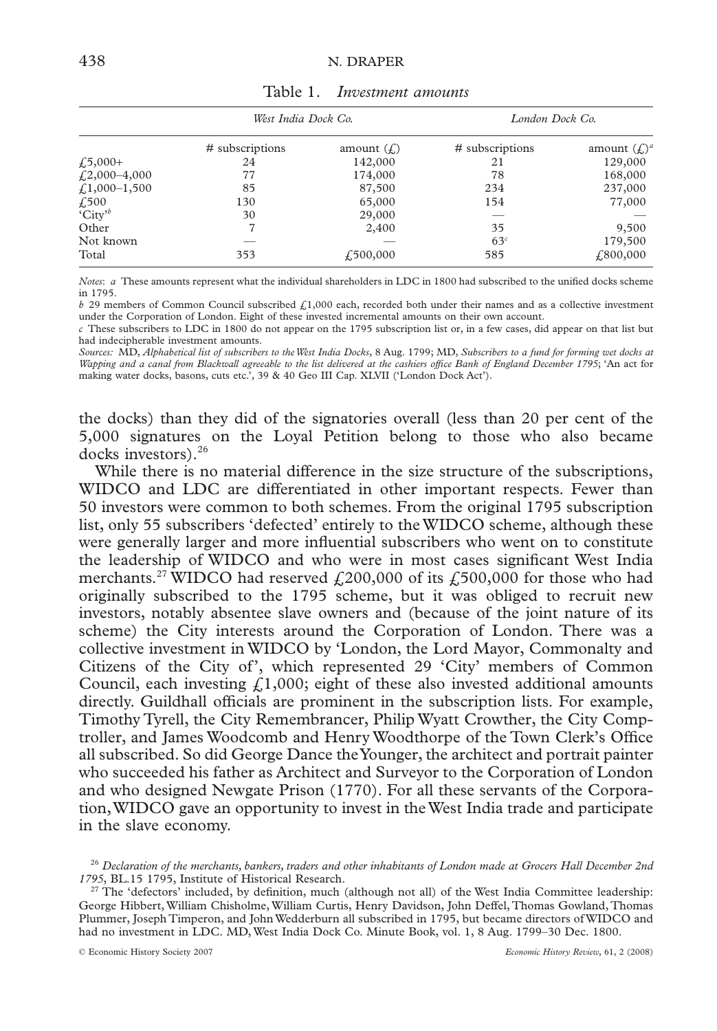Table 1. *Investment amounts*

| | *West India Dock Co.* | | *London Dock Co.* | |
|---|---|---|---|---|
| | # subscriptions | amount (£) | # subscriptions | amount (£)[a] |
| £5,000+ | 24 | 142,000 | 21 | 129,000 |
| £2,000–4,000 | 77 | 174,000 | 78 | 168,000 |
| £1,000–1,500 | 85 | 87,500 | 234 | 237,000 |
| £500 | 130 | 65,000 | 154 | 77,000 |
| 'City'[b] | 30 | 29,000 | — | — |
| Other | 7 | 2,400 | 35 | 9,500 |
| Not known | — | — | 63[c] | 179,500 |
| Total | 353 | £500,000 | 585 | £800,000 |

*Notes*: *a* These amounts represent what the individual shareholders in LDC in 1800 had subscribed to the unified docks scheme in 1795.

*b* 29 members of Common Council subscribed £1,000 each, recorded both under their names and as a collective investment under the Corporation of London. Eight of these invested incremental amounts on their own account.

*c* These subscribers to LDC in 1800 do not appear on the 1795 subscription list or, in a few cases, did appear on that list but had indecipherable investment amounts.

*Sources:* MD, *Alphabetical list of subscribers to the West India Docks*, 8 Aug. 1799; MD, *Subscribers to a fund for forming wet docks at Wapping and a canal from Blackwall agreeable to the list delivered at the cashiers office Bank of England December 1795*; 'An act for making water docks, basons, cuts etc.', 39 & 40 Geo III Cap. XLVII ('London Dock Act').

the docks) than they did of the signatories overall (less than 20 per cent of the 5,000 signatures on the Loyal Petition belong to those who also became docks investors).[26]

While there is no material difference in the size structure of the subscriptions, WIDCO and LDC are differentiated in other important respects. Fewer than 50 investors were common to both schemes. From the original 1795 subscription list, only 55 subscribers 'defected' entirely to the WIDCO scheme, although these were generally larger and more influential subscribers who went on to constitute the leadership of WIDCO and who were in most cases significant West India merchants.[27] WIDCO had reserved £200,000 of its £500,000 for those who had originally subscribed to the 1795 scheme, but it was obliged to recruit new investors, notably absentee slave owners and (because of the joint nature of its scheme) the City interests around the Corporation of London. There was a collective investment in WIDCO by 'London, the Lord Mayor, Commonalty and Citizens of the City of', which represented 29 'City' members of Common Council, each investing £1,000; eight of these also invested additional amounts directly. Guildhall officials are prominent in the subscription lists. For example, Timothy Tyrell, the City Remembrancer, Philip Wyatt Crowther, the City Comptroller, and James Woodcomb and Henry Woodthorpe of the Town Clerk's Office all subscribed. So did George Dance the Younger, the architect and portrait painter who succeeded his father as Architect and Surveyor to the Corporation of London and who designed Newgate Prison (1770). For all these servants of the Corporation, WIDCO gave an opportunity to invest in the West India trade and participate in the slave economy.

[26] *Declaration of the merchants, bankers, traders and other inhabitants of London made at Grocers Hall December 2nd 1795*, BL.15 1795, Institute of Historical Research.

[27] The 'defectors' included, by definition, much (although not all) of the West India Committee leadership: George Hibbert, William Chisholme, William Curtis, Henry Davidson, John Deffel, Thomas Gowland, Thomas Plummer, Joseph Timperon, and John Wedderburn all subscribed in 1795, but became directors of WIDCO and had no investment in LDC. MD, West India Dock Co. Minute Book, vol. 1, 8 Aug. 1799–30 Dec. 1800.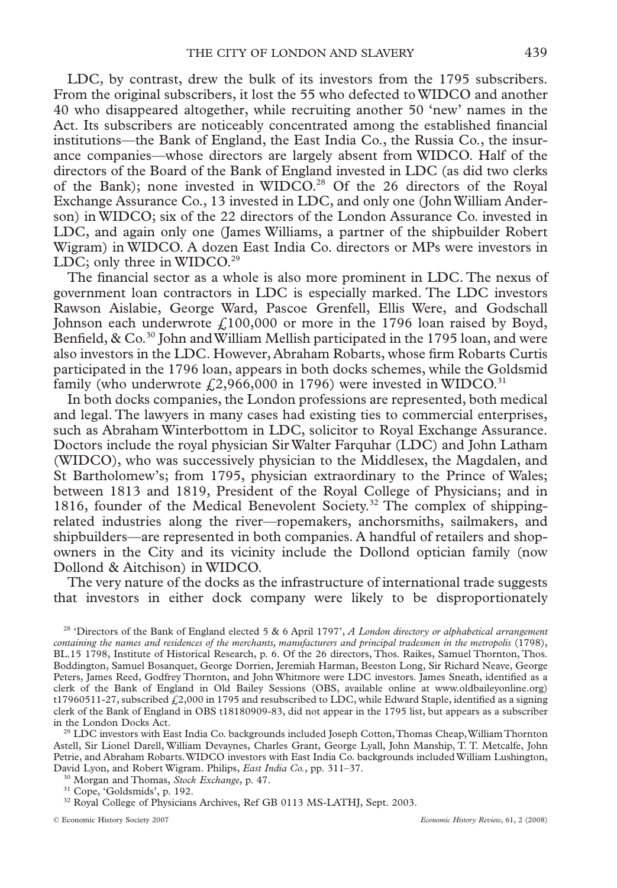LDC, by contrast, drew the bulk of its investors from the 1795 subscribers. From the original subscribers, it lost the 55 who defected to WIDCO and another 40 who disappeared altogether, while recruiting another 50 'new' names in the Act. Its subscribers are noticeably concentrated among the established financial institutions—the Bank of England, the East India Co., the Russia Co., the insurance companies—whose directors are largely absent from WIDCO. Half of the directors of the Board of the Bank of England invested in LDC (as did two clerks of the Bank); none invested in WIDCO.[28] Of the 26 directors of the Royal Exchange Assurance Co., 13 invested in LDC, and only one (John William Anderson) in WIDCO; six of the 22 directors of the London Assurance Co. invested in LDC, and again only one (James Williams, a partner of the shipbuilder Robert Wigram) in WIDCO. A dozen East India Co. directors or MPs were investors in LDC; only three in WIDCO.[29]

The financial sector as a whole is also more prominent in LDC. The nexus of government loan contractors in LDC is especially marked. The LDC investors Rawson Aislabie, George Ward, Pascoe Grenfell, Ellis Were, and Godschall Johnson each underwrote £100,000 or more in the 1796 loan raised by Boyd, Benfield, & Co.[30] John and William Mellish participated in the 1795 loan, and were also investors in the LDC. However, Abraham Robarts, whose firm Robarts Curtis participated in the 1796 loan, appears in both docks schemes, while the Goldsmid family (who underwrote £2,966,000 in 1796) were invested in WIDCO.[31]

In both docks companies, the London professions are represented, both medical and legal. The lawyers in many cases had existing ties to commercial enterprises, such as Abraham Winterbottom in LDC, solicitor to Royal Exchange Assurance. Doctors include the royal physician Sir Walter Farquhar (LDC) and John Latham (WIDCO), who was successively physician to the Middlesex, the Magdalen, and St Bartholomew's; from 1795, physician extraordinary to the Prince of Wales; between 1813 and 1819, President of the Royal College of Physicians; and in 1816, founder of the Medical Benevolent Society.[32] The complex of shipping-related industries along the river—ropemakers, anchorsmiths, sailmakers, and shipbuilders—are represented in both companies. A handful of retailers and shop-owners in the City and its vicinity include the Dollond optician family (now Dollond & Aitchison) in WIDCO.

The very nature of the docks as the infrastructure of international trade suggests that investors in either dock company were likely to be disproportionately

[28] 'Directors of the Bank of England elected 5 & 6 April 1797', *A London directory or alphabetical arrangement containing the names and residences of the merchants, manufacturers and principal tradesmen in the metropolis* (1798), BL.15 1798, Institute of Historical Research, p. 6. Of the 26 directors, Thos. Raikes, Samuel Thornton, Thos. Boddington, Samuel Bosanquet, George Dorrien, Jeremiah Harman, Beeston Long, Sir Richard Neave, George Peters, James Reed, Godfrey Thornton, and John Whitmore were LDC investors. James Sneath, identified as a clerk of the Bank of England in Old Bailey Sessions (OBS, available online at www.oldbaileyonline.org) t17960511-27, subscribed £2,000 in 1795 and resubscribed to LDC, while Edward Staple, identified as a signing clerk of the Bank of England in OBS t18180909-83, did not appear in the 1795 list, but appears as a subscriber in the London Docks Act.

[29] LDC investors with East India Co. backgrounds included Joseph Cotton, Thomas Cheap, William Thornton Astell, Sir Lionel Darell, William Devaynes, Charles Grant, George Lyall, John Manship, T. T. Metcalfe, John Petrie, and Abraham Robarts. WIDCO investors with East India Co. backgrounds included William Lushington, David Lyon, and Robert Wigram. Philips, *East India Co.*, pp. 311–37.

[30] Morgan and Thomas, *Stock Exchange*, p. 47.

[31] Cope, 'Goldsmids', p. 192.

[32] Royal College of Physicians Archives, Ref GB 0113 MS-LATHJ, Sept. 2003.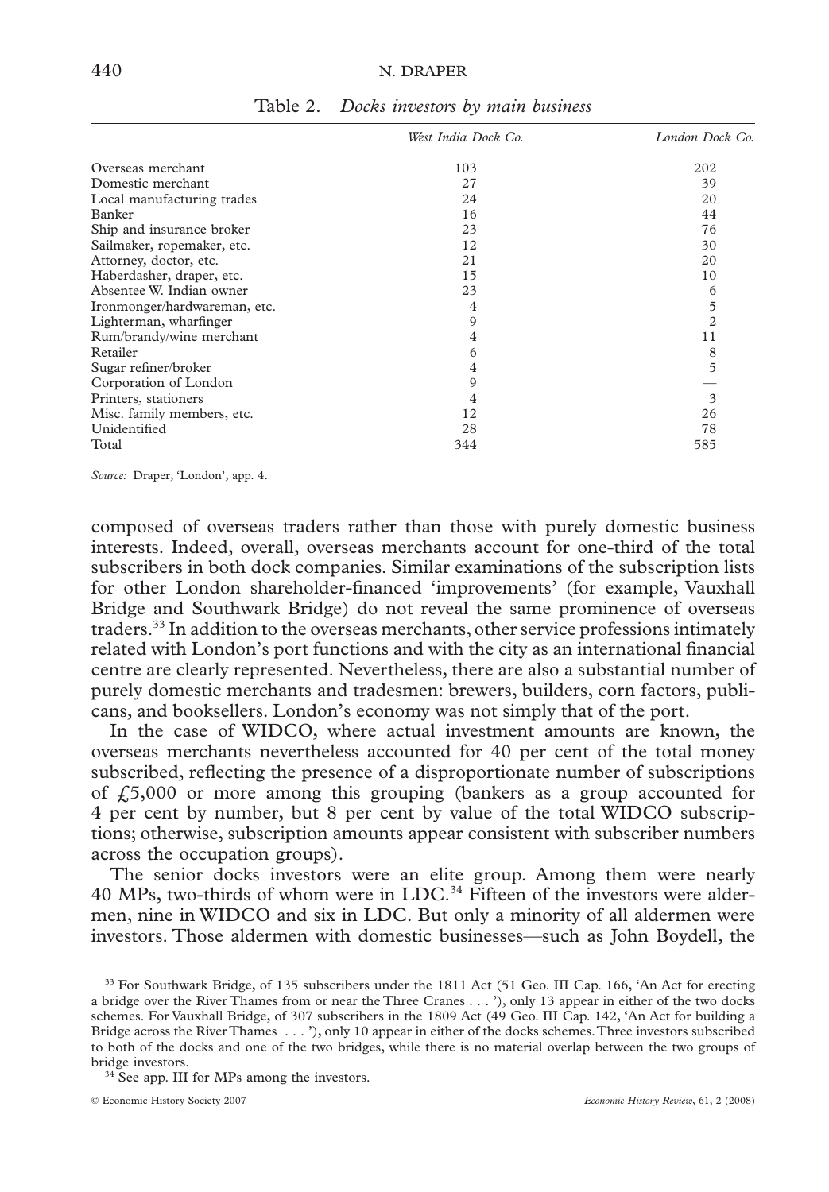Table 2. *Docks investors by main business*

| | *West India Dock Co.* | *London Dock Co.* |
|---|---|---|
| Overseas merchant | 103 | 202 |
| Domestic merchant | 27 | 39 |
| Local manufacturing trades | 24 | 20 |
| Banker | 16 | 44 |
| Ship and insurance broker | 23 | 76 |
| Sailmaker, ropemaker, etc. | 12 | 30 |
| Attorney, doctor, etc. | 21 | 20 |
| Haberdasher, draper, etc. | 15 | 10 |
| Absentee W. Indian owner | 23 | 6 |
| Ironmonger/hardwareman, etc. | 4 | 5 |
| Lighterman, wharfinger | 9 | 2 |
| Rum/brandy/wine merchant | 4 | 11 |
| Retailer | 6 | 8 |
| Sugar refiner/broker | 4 | 5 |
| Corporation of London | 9 | — |
| Printers, stationers | 4 | 3 |
| Misc. family members, etc. | 12 | 26 |
| Unidentified | 28 | 78 |
| Total | 344 | 585 |

*Source:* Draper, 'London', app. 4.

composed of overseas traders rather than those with purely domestic business interests. Indeed, overall, overseas merchants account for one-third of the total subscribers in both dock companies. Similar examinations of the subscription lists for other London shareholder-financed 'improvements' (for example, Vauxhall Bridge and Southwark Bridge) do not reveal the same prominence of overseas traders.[33] In addition to the overseas merchants, other service professions intimately related with London's port functions and with the city as an international financial centre are clearly represented. Nevertheless, there are also a substantial number of purely domestic merchants and tradesmen: brewers, builders, corn factors, publicans, and booksellers. London's economy was not simply that of the port.

In the case of WIDCO, where actual investment amounts are known, the overseas merchants nevertheless accounted for 40 per cent of the total money subscribed, reflecting the presence of a disproportionate number of subscriptions of £5,000 or more among this grouping (bankers as a group accounted for 4 per cent by number, but 8 per cent by value of the total WIDCO subscriptions; otherwise, subscription amounts appear consistent with subscriber numbers across the occupation groups).

The senior docks investors were an elite group. Among them were nearly 40 MPs, two-thirds of whom were in LDC.[34] Fifteen of the investors were aldermen, nine in WIDCO and six in LDC. But only a minority of all aldermen were investors. Those aldermen with domestic businesses—such as John Boydell, the

[33] For Southwark Bridge, of 135 subscribers under the 1811 Act (51 Geo. III Cap. 166, 'An Act for erecting a bridge over the River Thames from or near the Three Cranes . . . '), only 13 appear in either of the two docks schemes. For Vauxhall Bridge, of 307 subscribers in the 1809 Act (49 Geo. III Cap. 142, 'An Act for building a Bridge across the River Thames . . . '), only 10 appear in either of the docks schemes. Three investors subscribed to both of the docks and one of the two bridges, while there is no material overlap between the two groups of bridge investors.

[34] See app. III for MPs among the investors.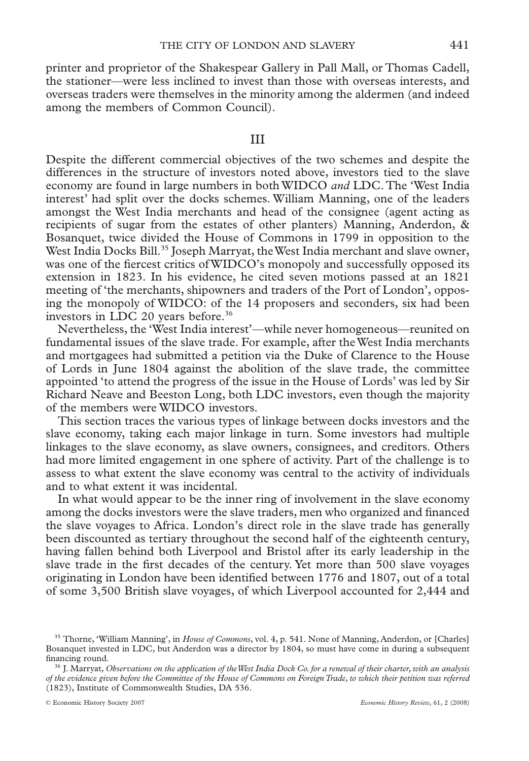printer and proprietor of the Shakespear Gallery in Pall Mall, or Thomas Cadell, the stationer—were less inclined to invest than those with overseas interests, and overseas traders were themselves in the minority among the aldermen (and indeed among the members of Common Council).

## III

Despite the different commercial objectives of the two schemes and despite the differences in the structure of investors noted above, investors tied to the slave economy are found in large numbers in both WIDCO *and* LDC. The 'West India interest' had split over the docks schemes. William Manning, one of the leaders amongst the West India merchants and head of the consignee (agent acting as recipients of sugar from the estates of other planters) Manning, Anderdon, & Bosanquet, twice divided the House of Commons in 1799 in opposition to the West India Docks Bill.[35] Joseph Marryat, the West India merchant and slave owner, was one of the fiercest critics of WIDCO's monopoly and successfully opposed its extension in 1823. In his evidence, he cited seven motions passed at an 1821 meeting of 'the merchants, shipowners and traders of the Port of London', opposing the monopoly of WIDCO: of the 14 proposers and seconders, six had been investors in LDC 20 years before.[36]

Nevertheless, the 'West India interest'—while never homogeneous—reunited on fundamental issues of the slave trade. For example, after the West India merchants and mortgagees had submitted a petition via the Duke of Clarence to the House of Lords in June 1804 against the abolition of the slave trade, the committee appointed 'to attend the progress of the issue in the House of Lords' was led by Sir Richard Neave and Beeston Long, both LDC investors, even though the majority of the members were WIDCO investors.

This section traces the various types of linkage between docks investors and the slave economy, taking each major linkage in turn. Some investors had multiple linkages to the slave economy, as slave owners, consignees, and creditors. Others had more limited engagement in one sphere of activity. Part of the challenge is to assess to what extent the slave economy was central to the activity of individuals and to what extent it was incidental.

In what would appear to be the inner ring of involvement in the slave economy among the docks investors were the slave traders, men who organized and financed the slave voyages to Africa. London's direct role in the slave trade has generally been discounted as tertiary throughout the second half of the eighteenth century, having fallen behind both Liverpool and Bristol after its early leadership in the slave trade in the first decades of the century. Yet more than 500 slave voyages originating in London have been identified between 1776 and 1807, out of a total of some 3,500 British slave voyages, of which Liverpool accounted for 2,444 and

---

[35] Thorne, 'William Manning', in *House of Commons*, vol. 4, p. 541. None of Manning, Anderdon, or [Charles] Bosanquet invested in LDC, but Anderdon was a director by 1804, so must have come in during a subsequent financing round.

[36] J. Marryat, *Observations on the application of the West India Dock Co. for a renewal of their charter, with an analysis of the evidence given before the Committee of the House of Commons on Foreign Trade, to which their petition was referred* (1823), Institute of Commonwealth Studies, DA 536.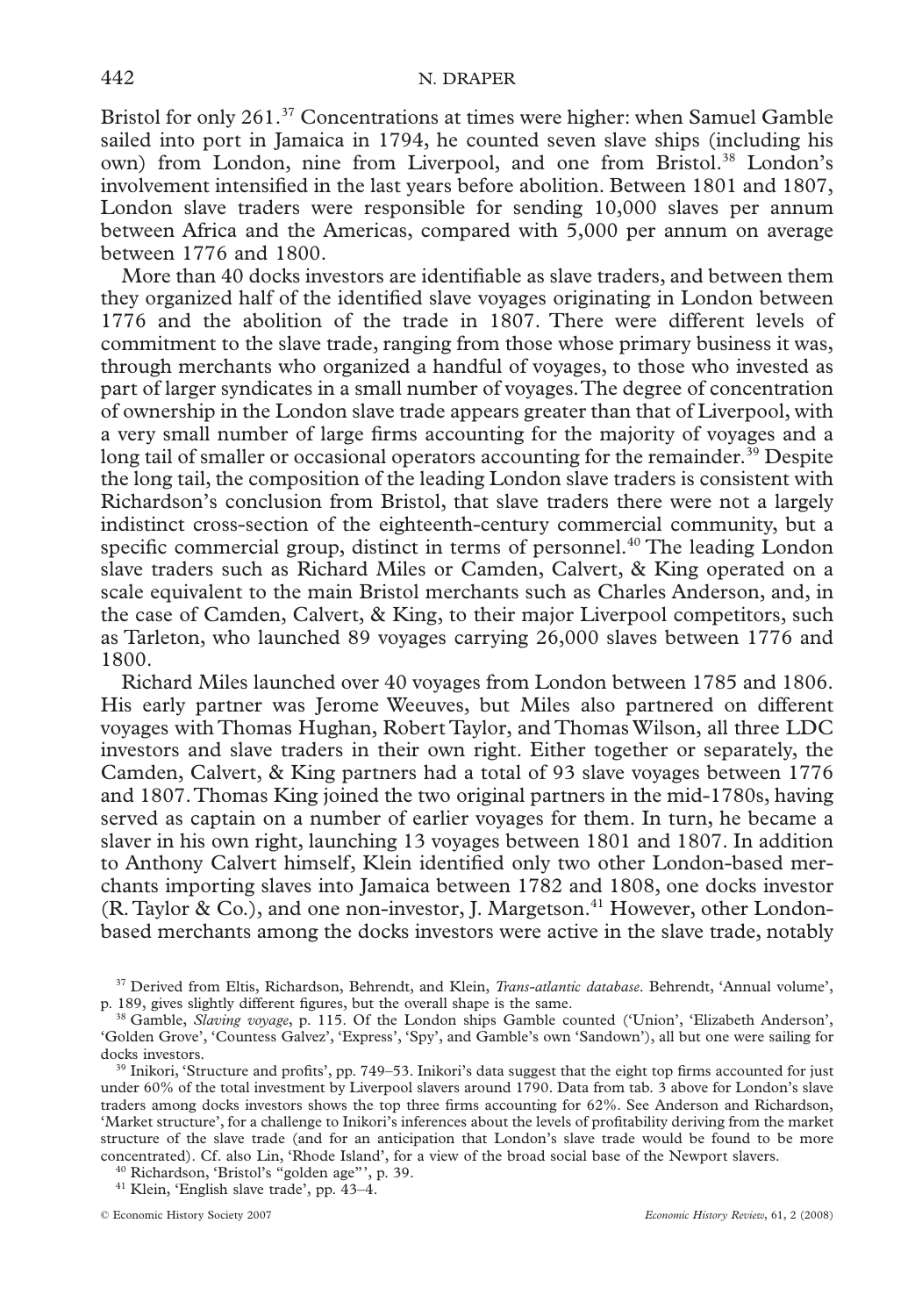Bristol for only 261.[37] Concentrations at times were higher: when Samuel Gamble sailed into port in Jamaica in 1794, he counted seven slave ships (including his own) from London, nine from Liverpool, and one from Bristol.[38] London's involvement intensified in the last years before abolition. Between 1801 and 1807, London slave traders were responsible for sending 10,000 slaves per annum between Africa and the Americas, compared with 5,000 per annum on average between 1776 and 1800.

More than 40 docks investors are identifiable as slave traders, and between them they organized half of the identified slave voyages originating in London between 1776 and the abolition of the trade in 1807. There were different levels of commitment to the slave trade, ranging from those whose primary business it was, through merchants who organized a handful of voyages, to those who invested as part of larger syndicates in a small number of voyages. The degree of concentration of ownership in the London slave trade appears greater than that of Liverpool, with a very small number of large firms accounting for the majority of voyages and a long tail of smaller or occasional operators accounting for the remainder.[39] Despite the long tail, the composition of the leading London slave traders is consistent with Richardson's conclusion from Bristol, that slave traders there were not a largely indistinct cross-section of the eighteenth-century commercial community, but a specific commercial group, distinct in terms of personnel.[40] The leading London slave traders such as Richard Miles or Camden, Calvert, & King operated on a scale equivalent to the main Bristol merchants such as Charles Anderson, and, in the case of Camden, Calvert, & King, to their major Liverpool competitors, such as Tarleton, who launched 89 voyages carrying 26,000 slaves between 1776 and 1800.

Richard Miles launched over 40 voyages from London between 1785 and 1806. His early partner was Jerome Weeuves, but Miles also partnered on different voyages with Thomas Hughan, Robert Taylor, and Thomas Wilson, all three LDC investors and slave traders in their own right. Either together or separately, the Camden, Calvert, & King partners had a total of 93 slave voyages between 1776 and 1807. Thomas King joined the two original partners in the mid-1780s, having served as captain on a number of earlier voyages for them. In turn, he became a slaver in his own right, launching 13 voyages between 1801 and 1807. In addition to Anthony Calvert himself, Klein identified only two other London-based merchants importing slaves into Jamaica between 1782 and 1808, one docks investor (R. Taylor & Co.), and one non-investor, J. Margetson.[41] However, other London-based merchants among the docks investors were active in the slave trade, notably

[37] Derived from Eltis, Richardson, Behrendt, and Klein, *Trans-atlantic database*. Behrendt, 'Annual volume', p. 189, gives slightly different figures, but the overall shape is the same.

[38] Gamble, *Slaving voyage*, p. 115. Of the London ships Gamble counted ('Union', 'Elizabeth Anderson', 'Golden Grove', 'Countess Galvez', 'Express', 'Spy', and Gamble's own 'Sandown'), all but one were sailing for docks investors.

[39] Inikori, 'Structure and profits', pp. 749–53. Inikori's data suggest that the eight top firms accounted for just under 60% of the total investment by Liverpool slavers around 1790. Data from tab. 3 above for London's slave traders among docks investors shows the top three firms accounting for 62%. See Anderson and Richardson, 'Market structure', for a challenge to Inikori's inferences about the levels of profitability deriving from the market structure of the slave trade (and for an anticipation that London's slave trade would be found to be more concentrated). Cf. also Lin, 'Rhode Island', for a view of the broad social base of the Newport slavers.

[40] Richardson, 'Bristol's "golden age"', p. 39.

[41] Klein, 'English slave trade', pp. 43–4.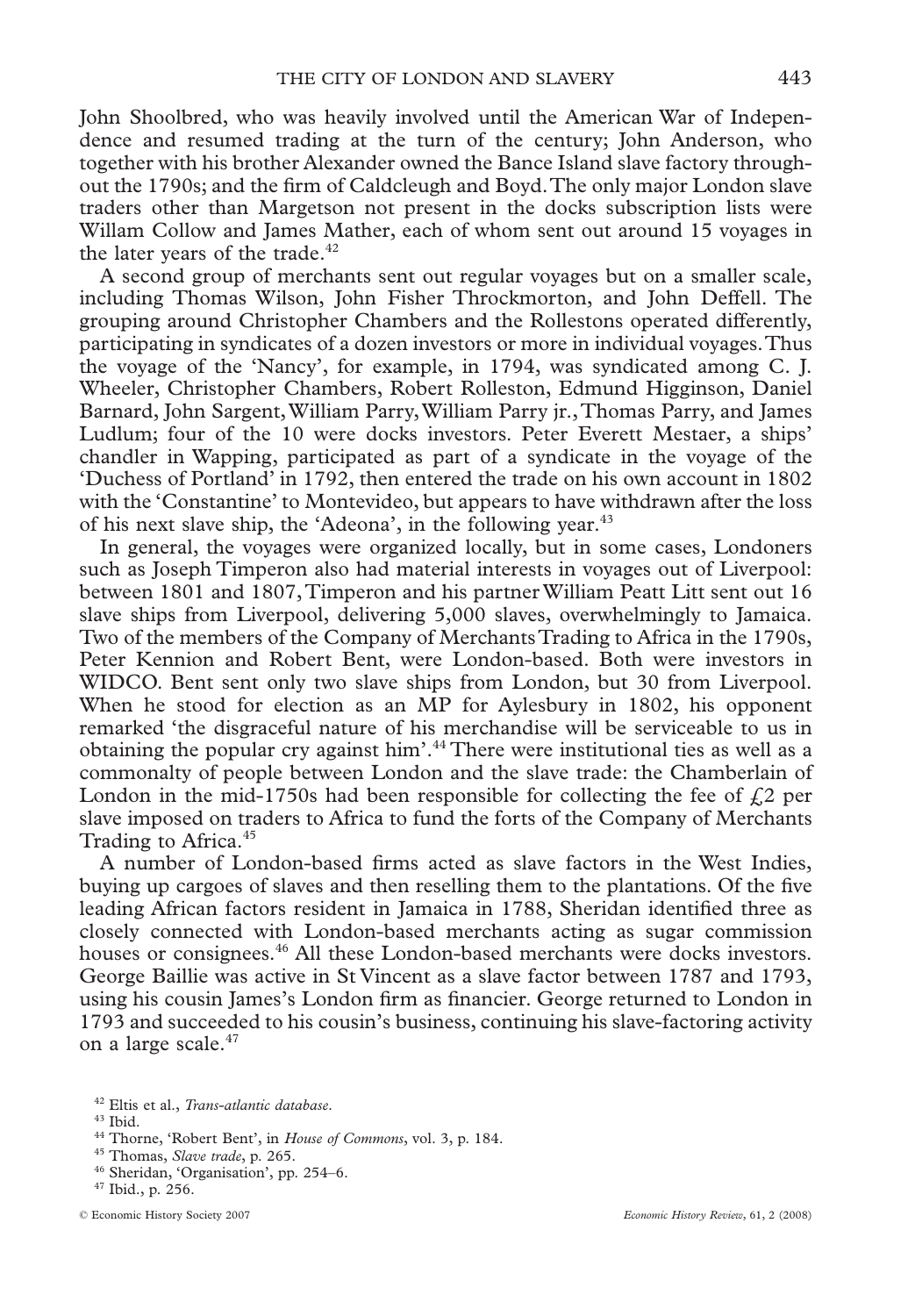John Shoolbred, who was heavily involved until the American War of Independence and resumed trading at the turn of the century; John Anderson, who together with his brother Alexander owned the Bance Island slave factory throughout the 1790s; and the firm of Caldcleugh and Boyd. The only major London slave traders other than Margetson not present in the docks subscription lists were Willam Collow and James Mather, each of whom sent out around 15 voyages in the later years of the trade.[42]

A second group of merchants sent out regular voyages but on a smaller scale, including Thomas Wilson, John Fisher Throckmorton, and John Deffell. The grouping around Christopher Chambers and the Rollestons operated differently, participating in syndicates of a dozen investors or more in individual voyages. Thus the voyage of the 'Nancy', for example, in 1794, was syndicated among C. J. Wheeler, Christopher Chambers, Robert Rolleston, Edmund Higginson, Daniel Barnard, John Sargent, William Parry, William Parry jr., Thomas Parry, and James Ludlum; four of the 10 were docks investors. Peter Everett Mestaer, a ships' chandler in Wapping, participated as part of a syndicate in the voyage of the 'Duchess of Portland' in 1792, then entered the trade on his own account in 1802 with the 'Constantine' to Montevideo, but appears to have withdrawn after the loss of his next slave ship, the 'Adeona', in the following year.[43]

In general, the voyages were organized locally, but in some cases, Londoners such as Joseph Timperon also had material interests in voyages out of Liverpool: between 1801 and 1807, Timperon and his partner William Peatt Litt sent out 16 slave ships from Liverpool, delivering 5,000 slaves, overwhelmingly to Jamaica. Two of the members of the Company of Merchants Trading to Africa in the 1790s, Peter Kennion and Robert Bent, were London-based. Both were investors in WIDCO. Bent sent only two slave ships from London, but 30 from Liverpool. When he stood for election as an MP for Aylesbury in 1802, his opponent remarked 'the disgraceful nature of his merchandise will be serviceable to us in obtaining the popular cry against him'.[44] There were institutional ties as well as a commonalty of people between London and the slave trade: the Chamberlain of London in the mid-1750s had been responsible for collecting the fee of £2 per slave imposed on traders to Africa to fund the forts of the Company of Merchants Trading to Africa.[45]

A number of London-based firms acted as slave factors in the West Indies, buying up cargoes of slaves and then reselling them to the plantations. Of the five leading African factors resident in Jamaica in 1788, Sheridan identified three as closely connected with London-based merchants acting as sugar commission houses or consignees.[46] All these London-based merchants were docks investors. George Baillie was active in St Vincent as a slave factor between 1787 and 1793, using his cousin James's London firm as financier. George returned to London in 1793 and succeeded to his cousin's business, continuing his slave-factoring activity on a large scale.[47]

[42] Eltis et al., *Trans-atlantic database*.

[43] Ibid.

[44] Thorne, 'Robert Bent', in *House of Commons*, vol. 3, p. 184.

[45] Thomas, *Slave trade*, p. 265.

[46] Sheridan, 'Organisation', pp. 254–6.

[47] Ibid., p. 256.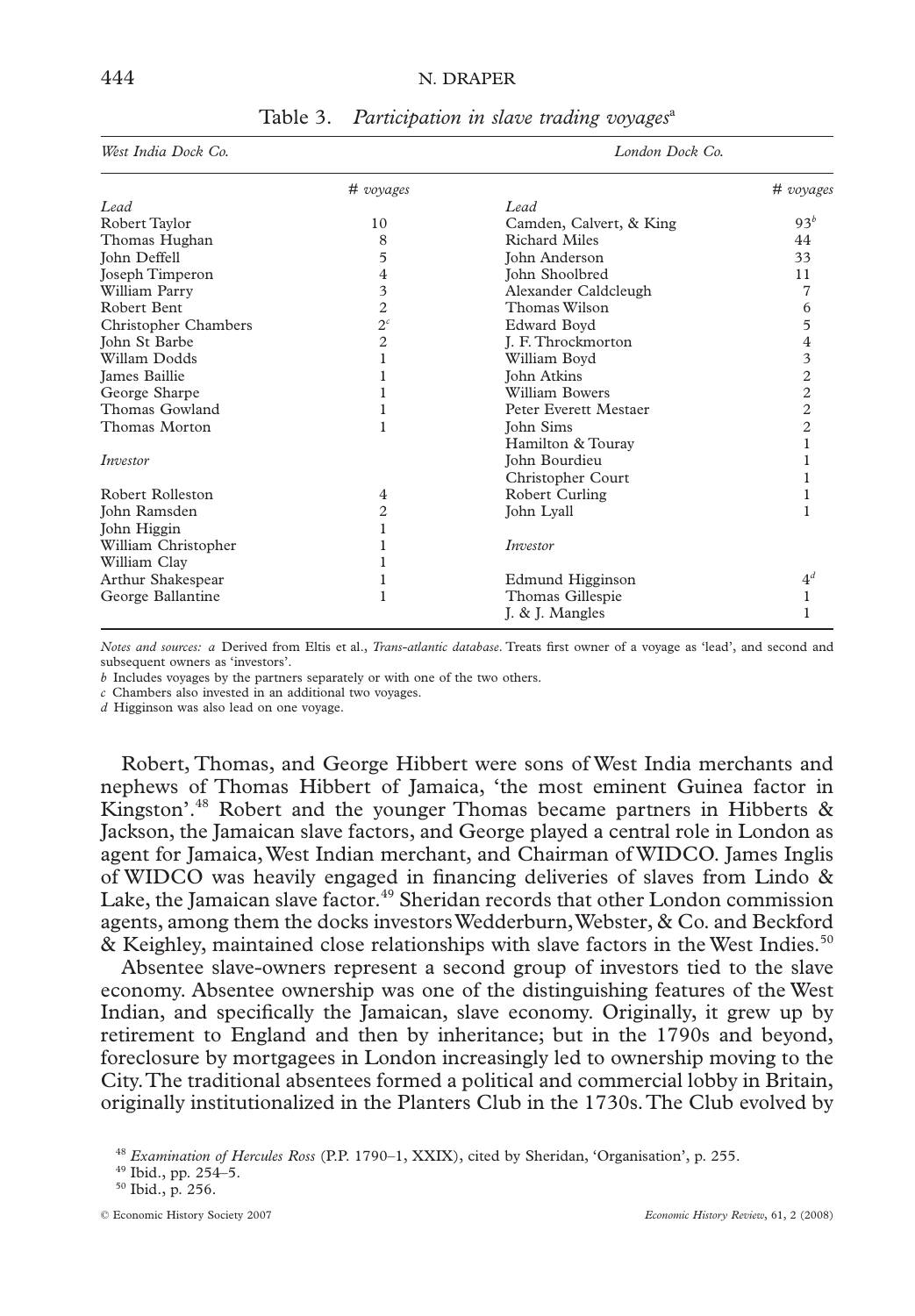Table 3. *Participation in slave trading voyages*[a]

| *West India Dock Co.* | | *London Dock Co.* | |
|---|---|---|---|
| | *# voyages* | | *# voyages* |
| *Lead* | | *Lead* | |
| Robert Taylor | 10 | Camden, Calvert, & King | 93[b] |
| Thomas Hughan | 8 | Richard Miles | 44 |
| John Deffell | 5 | John Anderson | 33 |
| Joseph Timperon | 4 | John Shoolbred | 11 |
| William Parry | 3 | Alexander Caldcleugh | 7 |
| Robert Bent | 2 | Thomas Wilson | 6 |
| Christopher Chambers | 2[c] | Edward Boyd | 5 |
| John St Barbe | 2 | J. F. Throckmorton | 4 |
| Willam Dodds | 1 | William Boyd | 3 |
| James Baillie | 1 | John Atkins | 2 |
| George Sharpe | 1 | William Bowers | 2 |
| Thomas Gowland | 1 | Peter Everett Mestaer | 2 |
| Thomas Morton | 1 | John Sims | 2 |
| | | Hamilton & Touray | 1 |
| *Investor* | | John Bourdieu | 1 |
| | | Christopher Court | 1 |
| Robert Rolleston | 4 | Robert Curling | 1 |
| John Ramsden | 2 | John Lyall | 1 |
| John Higgin | 1 | | |
| William Christopher | 1 | *Investor* | |
| William Clay | 1 | | |
| Arthur Shakespear | 1 | Edmund Higginson | 4[d] |
| George Ballantine | 1 | Thomas Gillespie | 1 |
| | | J. & J. Mangles | 1 |

*Notes and sources: a* Derived from Eltis et al., *Trans-atlantic database*. Treats first owner of a voyage as 'lead', and second and subsequent owners as 'investors'.

*b* Includes voyages by the partners separately or with one of the two others.

*c* Chambers also invested in an additional two voyages.

*d* Higginson was also lead on one voyage.

Robert, Thomas, and George Hibbert were sons of West India merchants and nephews of Thomas Hibbert of Jamaica, 'the most eminent Guinea factor in Kingston'.[48] Robert and the younger Thomas became partners in Hibberts & Jackson, the Jamaican slave factors, and George played a central role in London as agent for Jamaica, West Indian merchant, and Chairman of WIDCO. James Inglis of WIDCO was heavily engaged in financing deliveries of slaves from Lindo & Lake, the Jamaican slave factor.[49] Sheridan records that other London commission agents, among them the docks investors Wedderburn, Webster, & Co. and Beckford & Keighley, maintained close relationships with slave factors in the West Indies.[50]

Absentee slave-owners represent a second group of investors tied to the slave economy. Absentee ownership was one of the distinguishing features of the West Indian, and specifically the Jamaican, slave economy. Originally, it grew up by retirement to England and then by inheritance; but in the 1790s and beyond, foreclosure by mortgagees in London increasingly led to ownership moving to the City. The traditional absentees formed a political and commercial lobby in Britain, originally institutionalized in the Planters Club in the 1730s. The Club evolved by

[48] *Examination of Hercules Ross* (P.P. 1790–1, XXIX), cited by Sheridan, 'Organisation', p. 255.

[49] Ibid., pp. 254–5.

[50] Ibid., p. 256.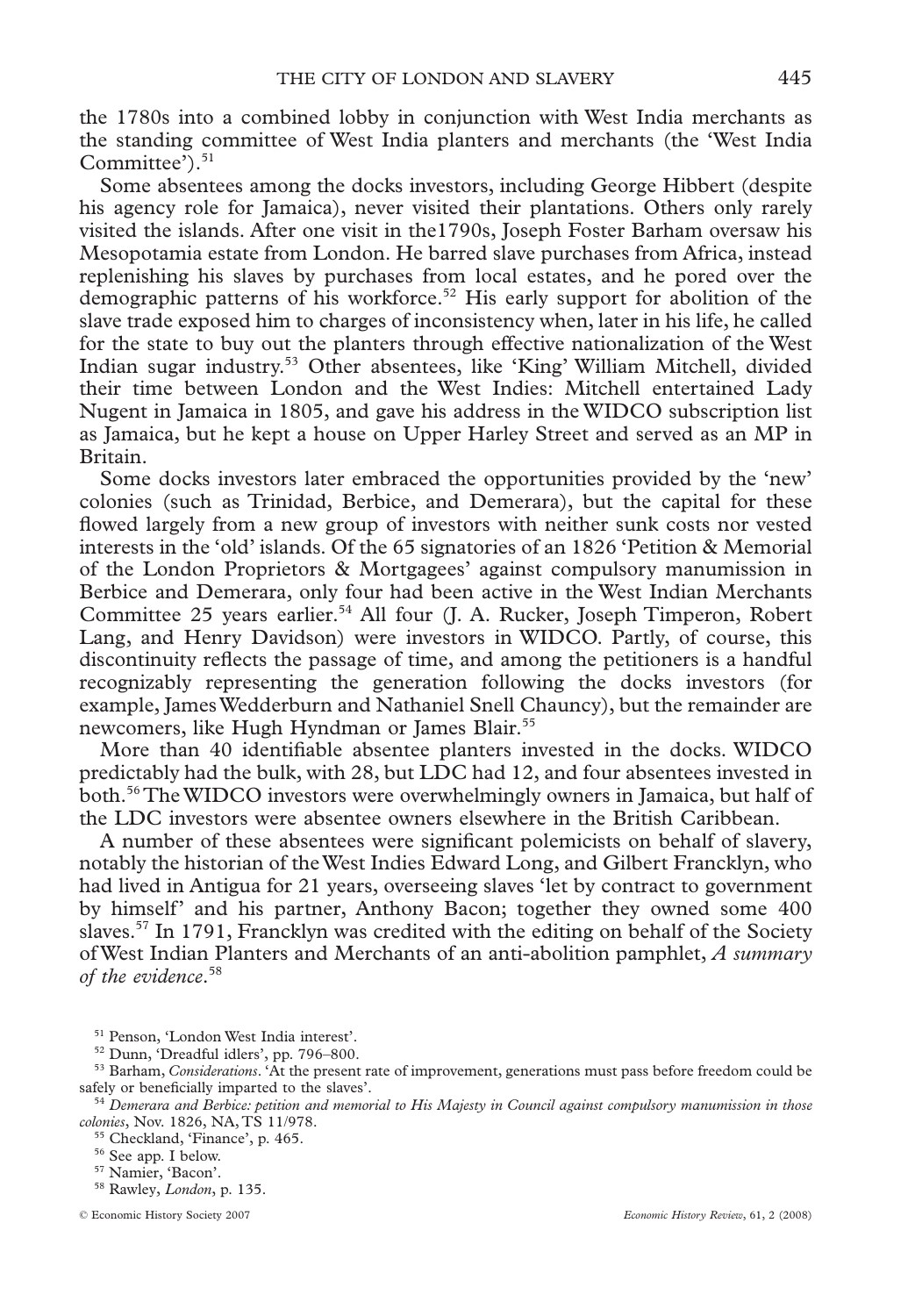the 1780s into a combined lobby in conjunction with West India merchants as the standing committee of West India planters and merchants (the 'West India Committee').[51]

Some absentees among the docks investors, including George Hibbert (despite his agency role for Jamaica), never visited their plantations. Others only rarely visited the islands. After one visit in the1790s, Joseph Foster Barham oversaw his Mesopotamia estate from London. He barred slave purchases from Africa, instead replenishing his slaves by purchases from local estates, and he pored over the demographic patterns of his workforce.[52] His early support for abolition of the slave trade exposed him to charges of inconsistency when, later in his life, he called for the state to buy out the planters through effective nationalization of the West Indian sugar industry.[53] Other absentees, like 'King' William Mitchell, divided their time between London and the West Indies: Mitchell entertained Lady Nugent in Jamaica in 1805, and gave his address in the WIDCO subscription list as Jamaica, but he kept a house on Upper Harley Street and served as an MP in Britain.

Some docks investors later embraced the opportunities provided by the 'new' colonies (such as Trinidad, Berbice, and Demerara), but the capital for these flowed largely from a new group of investors with neither sunk costs nor vested interests in the 'old' islands. Of the 65 signatories of an 1826 'Petition & Memorial of the London Proprietors & Mortgagees' against compulsory manumission in Berbice and Demerara, only four had been active in the West Indian Merchants Committee 25 years earlier.[54] All four (J. A. Rucker, Joseph Timperon, Robert Lang, and Henry Davidson) were investors in WIDCO. Partly, of course, this discontinuity reflects the passage of time, and among the petitioners is a handful recognizably representing the generation following the docks investors (for example, James Wedderburn and Nathaniel Snell Chauncy), but the remainder are newcomers, like Hugh Hyndman or James Blair.[55]

More than 40 identifiable absentee planters invested in the docks. WIDCO predictably had the bulk, with 28, but LDC had 12, and four absentees invested in both.[56] The WIDCO investors were overwhelmingly owners in Jamaica, but half of the LDC investors were absentee owners elsewhere in the British Caribbean.

A number of these absentees were significant polemicists on behalf of slavery, notably the historian of the West Indies Edward Long, and Gilbert Francklyn, who had lived in Antigua for 21 years, overseeing slaves 'let by contract to government by himself' and his partner, Anthony Bacon; together they owned some 400 slaves.[57] In 1791, Francklyn was credited with the editing on behalf of the Society of West Indian Planters and Merchants of an anti-abolition pamphlet, *A summary of the evidence*.[58]

---

[51] Penson, 'London West India interest'.

[52] Dunn, 'Dreadful idlers', pp. 796–800.

[53] Barham, *Considerations*. 'At the present rate of improvement, generations must pass before freedom could be safely or beneficially imparted to the slaves'.

[54] *Demerara and Berbice: petition and memorial to His Majesty in Council against compulsory manumission in those colonies*, Nov. 1826, NA, TS 11/978.

[55] Checkland, 'Finance', p. 465.

[56] See app. I below.

[57] Namier, 'Bacon'.

[58] Rawley, *London*, p. 135.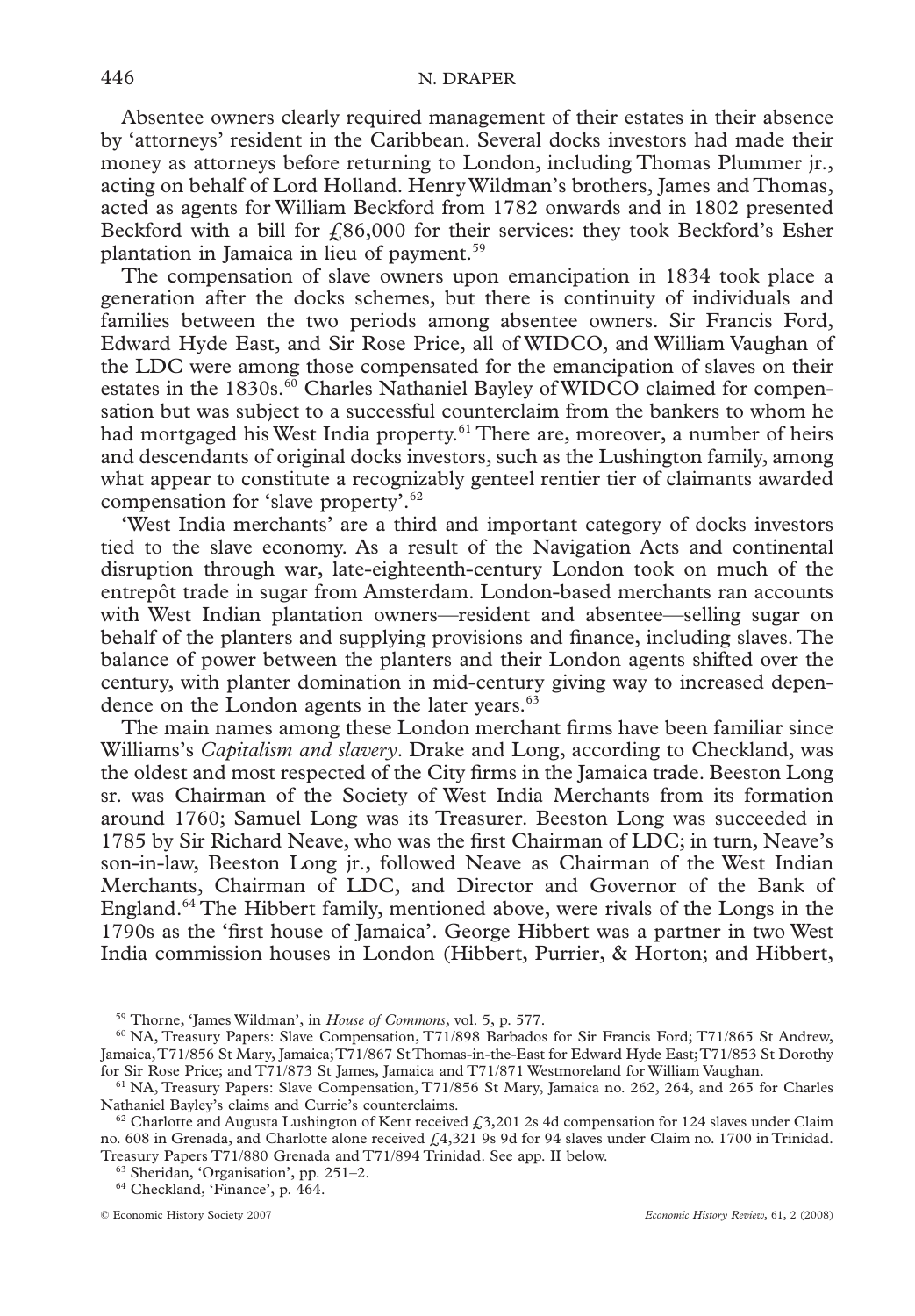Absentee owners clearly required management of their estates in their absence by 'attorneys' resident in the Caribbean. Several docks investors had made their money as attorneys before returning to London, including Thomas Plummer jr., acting on behalf of Lord Holland. Henry Wildman's brothers, James and Thomas, acted as agents for William Beckford from 1782 onwards and in 1802 presented Beckford with a bill for £86,000 for their services: they took Beckford's Esher plantation in Jamaica in lieu of payment.[59]

The compensation of slave owners upon emancipation in 1834 took place a generation after the docks schemes, but there is continuity of individuals and families between the two periods among absentee owners. Sir Francis Ford, Edward Hyde East, and Sir Rose Price, all of WIDCO, and William Vaughan of the LDC were among those compensated for the emancipation of slaves on their estates in the 1830s.[60] Charles Nathaniel Bayley of WIDCO claimed for compensation but was subject to a successful counterclaim from the bankers to whom he had mortgaged his West India property.[61] There are, moreover, a number of heirs and descendants of original docks investors, such as the Lushington family, among what appear to constitute a recognizably genteel rentier tier of claimants awarded compensation for 'slave property'.[62]

'West India merchants' are a third and important category of docks investors tied to the slave economy. As a result of the Navigation Acts and continental disruption through war, late-eighteenth-century London took on much of the entrepôt trade in sugar from Amsterdam. London-based merchants ran accounts with West Indian plantation owners—resident and absentee—selling sugar on behalf of the planters and supplying provisions and finance, including slaves. The balance of power between the planters and their London agents shifted over the century, with planter domination in mid-century giving way to increased dependence on the London agents in the later years.[63]

The main names among these London merchant firms have been familiar since Williams's *Capitalism and slavery*. Drake and Long, according to Checkland, was the oldest and most respected of the City firms in the Jamaica trade. Beeston Long sr. was Chairman of the Society of West India Merchants from its formation around 1760; Samuel Long was its Treasurer. Beeston Long was succeeded in 1785 by Sir Richard Neave, who was the first Chairman of LDC; in turn, Neave's son-in-law, Beeston Long jr., followed Neave as Chairman of the West Indian Merchants, Chairman of LDC, and Director and Governor of the Bank of England.[64] The Hibbert family, mentioned above, were rivals of the Longs in the 1790s as the 'first house of Jamaica'. George Hibbert was a partner in two West India commission houses in London (Hibbert, Purrier, & Horton; and Hibbert,

---

[59] Thorne, 'James Wildman', in *House of Commons*, vol. 5, p. 577.

[60] NA, Treasury Papers: Slave Compensation, T71/898 Barbados for Sir Francis Ford; T71/865 St Andrew, Jamaica, T71/856 St Mary, Jamaica; T71/867 St Thomas-in-the-East for Edward Hyde East; T71/853 St Dorothy for Sir Rose Price; and T71/873 St James, Jamaica and T71/871 Westmoreland for William Vaughan.

[61] NA, Treasury Papers: Slave Compensation, T71/856 St Mary, Jamaica no. 262, 264, and 265 for Charles Nathaniel Bayley's claims and Currie's counterclaims.

[62] Charlotte and Augusta Lushington of Kent received £3,201 2s 4d compensation for 124 slaves under Claim no. 608 in Grenada, and Charlotte alone received £4,321 9s 9d for 94 slaves under Claim no. 1700 in Trinidad. Treasury Papers T71/880 Grenada and T71/894 Trinidad. See app. II below.

[63] Sheridan, 'Organisation', pp. 251–2.

[64] Checkland, 'Finance', p. 464.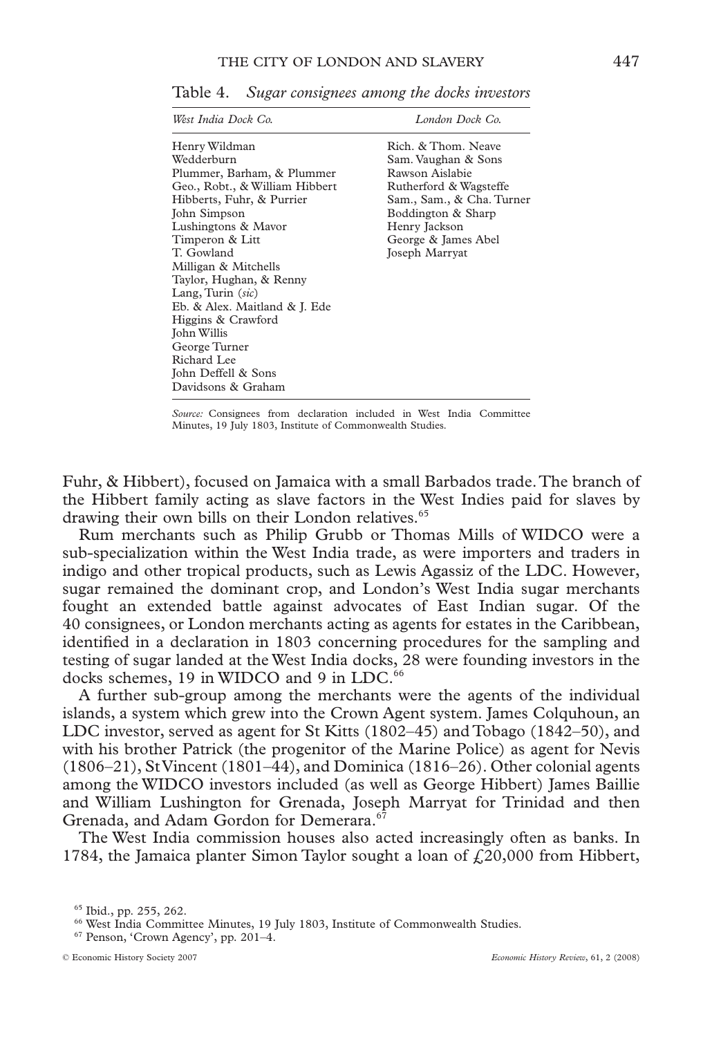Table 4. *Sugar consignees among the docks investors*

| *West India Dock Co.* | *London Dock Co.* |
|---|---|
| Henry Wildman | Rich. & Thom. Neave |
| Wedderburn | Sam. Vaughan & Sons |
| Plummer, Barham, & Plummer | Rawson Aislabie |
| Geo., Robt., & William Hibbert | Rutherford & Wagsteffe |
| Hibberts, Fuhr, & Purrier | Sam., Sam., & Cha. Turner |
| John Simpson | Boddington & Sharp |
| Lushingtons & Mavor | Henry Jackson |
| Timperon & Litt | George & James Abel |
| T. Gowland | Joseph Marryat |
| Milligan & Mitchells | |
| Taylor, Hughan, & Renny | |
| Lang, Turin (*sic*) | |
| Eb. & Alex. Maitland & J. Ede | |
| Higgins & Crawford | |
| John Willis | |
| George Turner | |
| Richard Lee | |
| John Deffell & Sons | |
| Davidsons & Graham | |

*Source:* Consignees from declaration included in West India Committee Minutes, 19 July 1803, Institute of Commonwealth Studies.

Fuhr, & Hibbert), focused on Jamaica with a small Barbados trade. The branch of the Hibbert family acting as slave factors in the West Indies paid for slaves by drawing their own bills on their London relatives.[65]

Rum merchants such as Philip Grubb or Thomas Mills of WIDCO were a sub-specialization within the West India trade, as were importers and traders in indigo and other tropical products, such as Lewis Agassiz of the LDC. However, sugar remained the dominant crop, and London's West India sugar merchants fought an extended battle against advocates of East Indian sugar. Of the 40 consignees, or London merchants acting as agents for estates in the Caribbean, identified in a declaration in 1803 concerning procedures for the sampling and testing of sugar landed at the West India docks, 28 were founding investors in the docks schemes, 19 in WIDCO and 9 in LDC.[66]

A further sub-group among the merchants were the agents of the individual islands, a system which grew into the Crown Agent system. James Colquhoun, an LDC investor, served as agent for St Kitts (1802–45) and Tobago (1842–50), and with his brother Patrick (the progenitor of the Marine Police) as agent for Nevis (1806–21), St Vincent (1801–44), and Dominica (1816–26). Other colonial agents among the WIDCO investors included (as well as George Hibbert) James Baillie and William Lushington for Grenada, Joseph Marryat for Trinidad and then Grenada, and Adam Gordon for Demerara.[67]

The West India commission houses also acted increasingly often as banks. In 1784, the Jamaica planter Simon Taylor sought a loan of £20,000 from Hibbert,

[65] Ibid., pp. 255, 262.

[66] West India Committee Minutes, 19 July 1803, Institute of Commonwealth Studies.

[67] Penson, 'Crown Agency', pp. 201–4.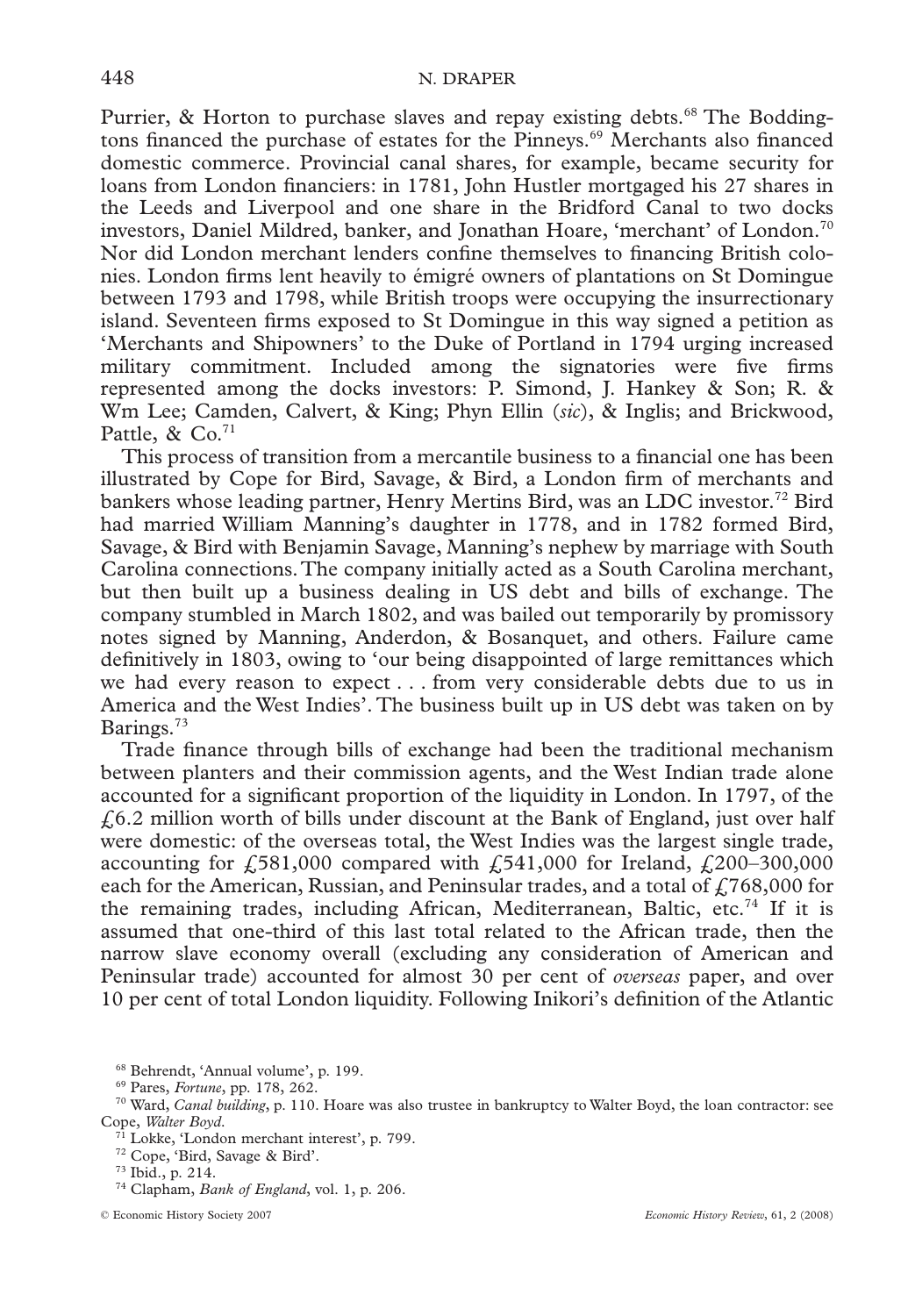Purrier, & Horton to purchase slaves and repay existing debts.[68] The Boddingtons financed the purchase of estates for the Pinneys.[69] Merchants also financed domestic commerce. Provincial canal shares, for example, became security for loans from London financiers: in 1781, John Hustler mortgaged his 27 shares in the Leeds and Liverpool and one share in the Bridford Canal to two docks investors, Daniel Mildred, banker, and Jonathan Hoare, 'merchant' of London.[70] Nor did London merchant lenders confine themselves to financing British colonies. London firms lent heavily to émigré owners of plantations on St Domingue between 1793 and 1798, while British troops were occupying the insurrectionary island. Seventeen firms exposed to St Domingue in this way signed a petition as 'Merchants and Shipowners' to the Duke of Portland in 1794 urging increased military commitment. Included among the signatories were five firms represented among the docks investors: P. Simond, J. Hankey & Son; R. & Wm Lee; Camden, Calvert, & King; Phyn Ellin (*sic*), & Inglis; and Brickwood, Pattle, & Co.[71]

This process of transition from a mercantile business to a financial one has been illustrated by Cope for Bird, Savage, & Bird, a London firm of merchants and bankers whose leading partner, Henry Mertins Bird, was an LDC investor.[72] Bird had married William Manning's daughter in 1778, and in 1782 formed Bird, Savage, & Bird with Benjamin Savage, Manning's nephew by marriage with South Carolina connections. The company initially acted as a South Carolina merchant, but then built up a business dealing in US debt and bills of exchange. The company stumbled in March 1802, and was bailed out temporarily by promissory notes signed by Manning, Anderdon, & Bosanquet, and others. Failure came definitively in 1803, owing to 'our being disappointed of large remittances which we had every reason to expect . . . from very considerable debts due to us in America and the West Indies'. The business built up in US debt was taken on by Barings.[73]

Trade finance through bills of exchange had been the traditional mechanism between planters and their commission agents, and the West Indian trade alone accounted for a significant proportion of the liquidity in London. In 1797, of the £6.2 million worth of bills under discount at the Bank of England, just over half were domestic: of the overseas total, the West Indies was the largest single trade, accounting for £581,000 compared with £541,000 for Ireland, £200–300,000 each for the American, Russian, and Peninsular trades, and a total of £768,000 for the remaining trades, including African, Mediterranean, Baltic, etc.[74] If it is assumed that one-third of this last total related to the African trade, then the narrow slave economy overall (excluding any consideration of American and Peninsular trade) accounted for almost 30 per cent of *overseas* paper, and over 10 per cent of total London liquidity. Following Inikori's definition of the Atlantic

---

[68] Behrendt, 'Annual volume', p. 199.

[69] Pares, *Fortune*, pp. 178, 262.

[70] Ward, *Canal building*, p. 110. Hoare was also trustee in bankruptcy to Walter Boyd, the loan contractor: see Cope, *Walter Boyd*.

[71] Lokke, 'London merchant interest', p. 799.

[72] Cope, 'Bird, Savage & Bird'.

[73] Ibid., p. 214.

[74] Clapham, *Bank of England*, vol. 1, p. 206.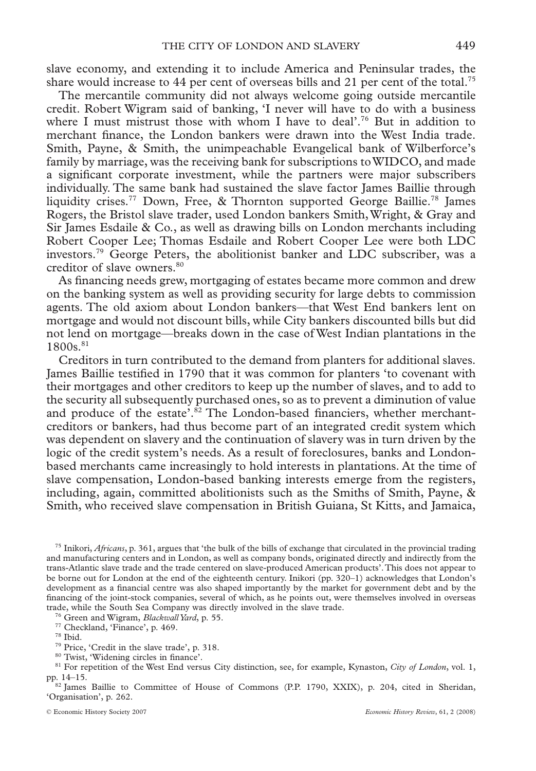slave economy, and extending it to include America and Peninsular trades, the share would increase to 44 per cent of overseas bills and 21 per cent of the total.[75]

The mercantile community did not always welcome going outside mercantile credit. Robert Wigram said of banking, 'I never will have to do with a business where I must mistrust those with whom I have to deal'.[76] But in addition to merchant finance, the London bankers were drawn into the West India trade. Smith, Payne, & Smith, the unimpeachable Evangelical bank of Wilberforce's family by marriage, was the receiving bank for subscriptions to WIDCO, and made a significant corporate investment, while the partners were major subscribers individually. The same bank had sustained the slave factor James Baillie through liquidity crises.[77] Down, Free, & Thornton supported George Baillie.[78] James Rogers, the Bristol slave trader, used London bankers Smith, Wright, & Gray and Sir James Esdaile & Co., as well as drawing bills on London merchants including Robert Cooper Lee; Thomas Esdaile and Robert Cooper Lee were both LDC investors.[79] George Peters, the abolitionist banker and LDC subscriber, was a creditor of slave owners.[80]

As financing needs grew, mortgaging of estates became more common and drew on the banking system as well as providing security for large debts to commission agents. The old axiom about London bankers—that West End bankers lent on mortgage and would not discount bills, while City bankers discounted bills but did not lend on mortgage—breaks down in the case of West Indian plantations in the 1800s.[81]

Creditors in turn contributed to the demand from planters for additional slaves. James Baillie testified in 1790 that it was common for planters 'to covenant with their mortgages and other creditors to keep up the number of slaves, and to add to the security all subsequently purchased ones, so as to prevent a diminution of value and produce of the estate'.[82] The London-based financiers, whether merchant-creditors or bankers, had thus become part of an integrated credit system which was dependent on slavery and the continuation of slavery was in turn driven by the logic of the credit system's needs. As a result of foreclosures, banks and London-based merchants came increasingly to hold interests in plantations. At the time of slave compensation, London-based banking interests emerge from the registers, including, again, committed abolitionists such as the Smiths of Smith, Payne, & Smith, who received slave compensation in British Guiana, St Kitts, and Jamaica,

---

[75] Inikori, *Africans*, p. 361, argues that 'the bulk of the bills of exchange that circulated in the provincial trading and manufacturing centers and in London, as well as company bonds, originated directly and indirectly from the trans-Atlantic slave trade and the trade centered on slave-produced American products'. This does not appear to be borne out for London at the end of the eighteenth century. Inikori (pp. 320–1) acknowledges that London's development as a financial centre was also shaped importantly by the market for government debt and by the financing of the joint-stock companies, several of which, as he points out, were themselves involved in overseas trade, while the South Sea Company was directly involved in the slave trade.

[76] Green and Wigram, *Blackwall Yard*, p. 55.

[77] Checkland, 'Finance', p. 469.

[78] Ibid.

[79] Price, 'Credit in the slave trade', p. 318.

[80] Twist, 'Widening circles in finance'.

[81] For repetition of the West End versus City distinction, see, for example, Kynaston, *City of London*, vol. 1, pp. 14–15.

[82] James Baillie to Committee of House of Commons (P.P. 1790, XXIX), p. 204, cited in Sheridan, 'Organisation', p. 262.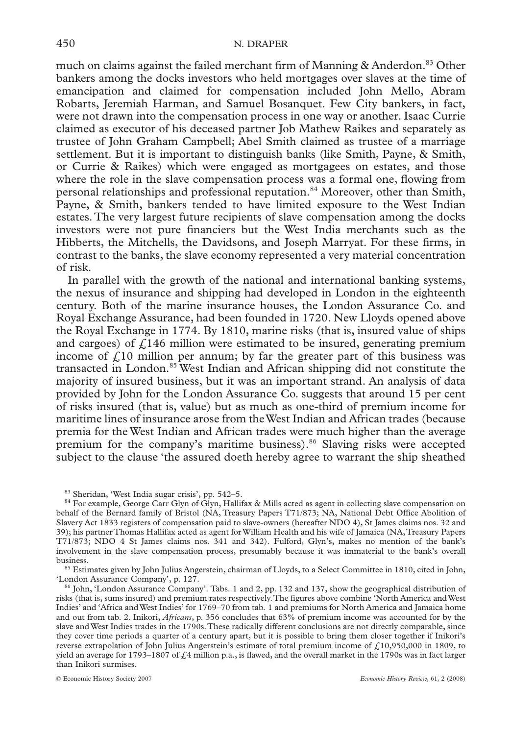much on claims against the failed merchant firm of Manning & Anderdon.[83] Other bankers among the docks investors who held mortgages over slaves at the time of emancipation and claimed for compensation included John Mello, Abram Robarts, Jeremiah Harman, and Samuel Bosanquet. Few City bankers, in fact, were not drawn into the compensation process in one way or another. Isaac Currie claimed as executor of his deceased partner Job Mathew Raikes and separately as trustee of John Graham Campbell; Abel Smith claimed as trustee of a marriage settlement. But it is important to distinguish banks (like Smith, Payne, & Smith, or Currie & Raikes) which were engaged as mortgagees on estates, and those where the role in the slave compensation process was a formal one, flowing from personal relationships and professional reputation.[84] Moreover, other than Smith, Payne, & Smith, bankers tended to have limited exposure to the West Indian estates. The very largest future recipients of slave compensation among the docks investors were not pure financiers but the West India merchants such as the Hibberts, the Mitchells, the Davidsons, and Joseph Marryat. For these firms, in contrast to the banks, the slave economy represented a very material concentration of risk.

In parallel with the growth of the national and international banking systems, the nexus of insurance and shipping had developed in London in the eighteenth century. Both of the marine insurance houses, the London Assurance Co. and Royal Exchange Assurance, had been founded in 1720. New Lloyds opened above the Royal Exchange in 1774. By 1810, marine risks (that is, insured value of ships and cargoes) of £146 million were estimated to be insured, generating premium income of £10 million per annum; by far the greater part of this business was transacted in London.[85] West Indian and African shipping did not constitute the majority of insured business, but it was an important strand. An analysis of data provided by John for the London Assurance Co. suggests that around 15 per cent of risks insured (that is, value) but as much as one-third of premium income for maritime lines of insurance arose from the West Indian and African trades (because premia for the West Indian and African trades were much higher than the average premium for the company's maritime business).[86] Slaving risks were accepted subject to the clause 'the assured doeth hereby agree to warrant the ship sheathed

---

[83] Sheridan, 'West India sugar crisis', pp. 542–5.

[84] For example, George Carr Glyn of Glyn, Hallifax & Mills acted as agent in collecting slave compensation on behalf of the Bernard family of Bristol (NA, Treasury Papers T71/873; NA, National Debt Office Abolition of Slavery Act 1833 registers of compensation paid to slave-owners (hereafter NDO 4), St James claims nos. 32 and 39); his partner Thomas Hallifax acted as agent for William Health and his wife of Jamaica (NA, Treasury Papers T71/873; NDO 4 St James claims nos. 341 and 342). Fulford, Glyn's, makes no mention of the bank's involvement in the slave compensation process, presumably because it was immaterial to the bank's overall business.

[85] Estimates given by John Julius Angerstein, chairman of Lloyds, to a Select Committee in 1810, cited in John, 'London Assurance Company', p. 127.

[86] John, 'London Assurance Company'. Tabs. 1 and 2, pp. 132 and 137, show the geographical distribution of risks (that is, sums insured) and premium rates respectively. The figures above combine 'North America and West Indies' and 'Africa and West Indies' for 1769–70 from tab. 1 and premiums for North America and Jamaica home and out from tab. 2. Inikori, *Africans*, p. 356 concludes that 63% of premium income was accounted for by the slave and West Indies trades in the 1790s. These radically different conclusions are not directly comparable, since they cover time periods a quarter of a century apart, but it is possible to bring them closer together if Inikori's reverse extrapolation of John Julius Angerstein's estimate of total premium income of £10,950,000 in 1809, to yield an average for 1793–1807 of £4 million p.a., is flawed, and the overall market in the 1790s was in fact larger than Inikori surmises.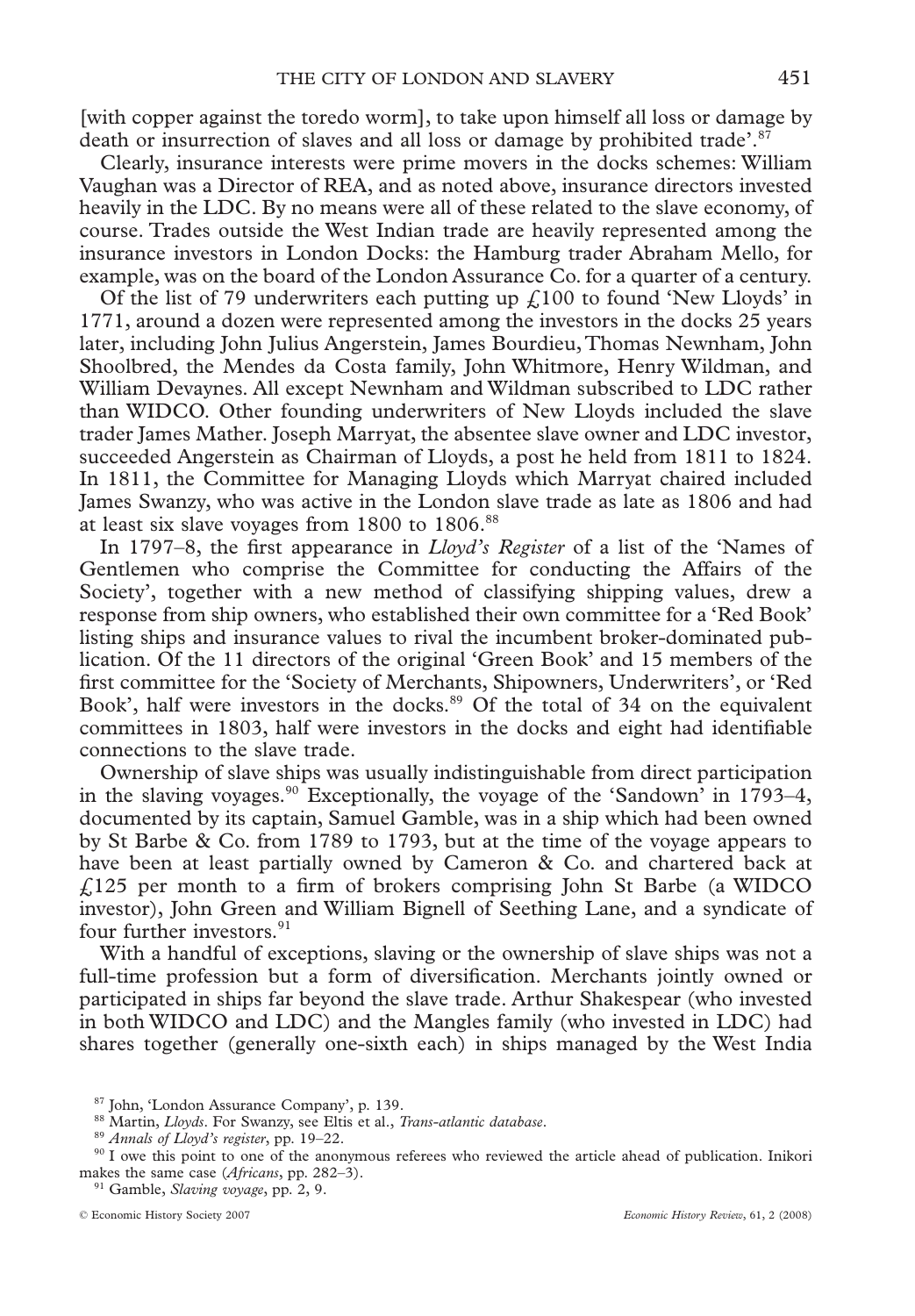[with copper against the toredo worm], to take upon himself all loss or damage by death or insurrection of slaves and all loss or damage by prohibited trade'.[87]

Clearly, insurance interests were prime movers in the docks schemes: William Vaughan was a Director of REA, and as noted above, insurance directors invested heavily in the LDC. By no means were all of these related to the slave economy, of course. Trades outside the West Indian trade are heavily represented among the insurance investors in London Docks: the Hamburg trader Abraham Mello, for example, was on the board of the London Assurance Co. for a quarter of a century.

Of the list of 79 underwriters each putting up £100 to found 'New Lloyds' in 1771, around a dozen were represented among the investors in the docks 25 years later, including John Julius Angerstein, James Bourdieu, Thomas Newnham, John Shoolbred, the Mendes da Costa family, John Whitmore, Henry Wildman, and William Devaynes. All except Newnham and Wildman subscribed to LDC rather than WIDCO. Other founding underwriters of New Lloyds included the slave trader James Mather. Joseph Marryat, the absentee slave owner and LDC investor, succeeded Angerstein as Chairman of Lloyds, a post he held from 1811 to 1824. In 1811, the Committee for Managing Lloyds which Marryat chaired included James Swanzy, who was active in the London slave trade as late as 1806 and had at least six slave voyages from 1800 to 1806.[88]

In 1797–8, the first appearance in *Lloyd's Register* of a list of the 'Names of Gentlemen who comprise the Committee for conducting the Affairs of the Society', together with a new method of classifying shipping values, drew a response from ship owners, who established their own committee for a 'Red Book' listing ships and insurance values to rival the incumbent broker-dominated publication. Of the 11 directors of the original 'Green Book' and 15 members of the first committee for the 'Society of Merchants, Shipowners, Underwriters', or 'Red Book', half were investors in the docks.[89] Of the total of 34 on the equivalent committees in 1803, half were investors in the docks and eight had identifiable connections to the slave trade.

Ownership of slave ships was usually indistinguishable from direct participation in the slaving voyages.[90] Exceptionally, the voyage of the 'Sandown' in 1793–4, documented by its captain, Samuel Gamble, was in a ship which had been owned by St Barbe & Co. from 1789 to 1793, but at the time of the voyage appears to have been at least partially owned by Cameron & Co. and chartered back at £125 per month to a firm of brokers comprising John St Barbe (a WIDCO investor), John Green and William Bignell of Seething Lane, and a syndicate of four further investors.[91]

With a handful of exceptions, slaving or the ownership of slave ships was not a full-time profession but a form of diversification. Merchants jointly owned or participated in ships far beyond the slave trade. Arthur Shakespear (who invested in both WIDCO and LDC) and the Mangles family (who invested in LDC) had shares together (generally one-sixth each) in ships managed by the West India

[87] John, 'London Assurance Company', p. 139.

[88] Martin, *Lloyds*. For Swanzy, see Eltis et al., *Trans-atlantic database*.

[89] *Annals of Lloyd's register*, pp. 19–22.

[90] I owe this point to one of the anonymous referees who reviewed the article ahead of publication. Inikori makes the same case (*Africans*, pp. 282–3).

[91] Gamble, *Slaving voyage*, pp. 2, 9.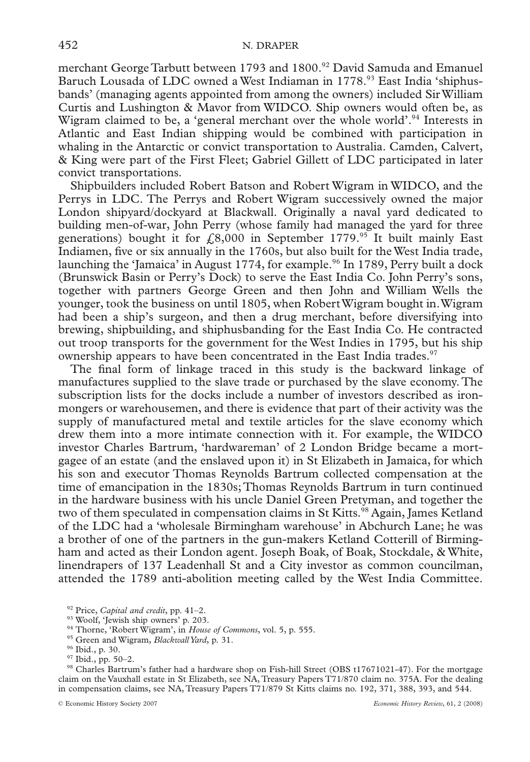merchant George Tarbutt between 1793 and 1800.[92] David Samuda and Emanuel Baruch Lousada of LDC owned a West Indiaman in 1778.[93] East India 'shiphusbands' (managing agents appointed from among the owners) included Sir William Curtis and Lushington & Mavor from WIDCO. Ship owners would often be, as Wigram claimed to be, a 'general merchant over the whole world'.[94] Interests in Atlantic and East Indian shipping would be combined with participation in whaling in the Antarctic or convict transportation to Australia. Camden, Calvert, & King were part of the First Fleet; Gabriel Gillett of LDC participated in later convict transportations.

Shipbuilders included Robert Batson and Robert Wigram in WIDCO, and the Perrys in LDC. The Perrys and Robert Wigram successively owned the major London shipyard/dockyard at Blackwall. Originally a naval yard dedicated to building men-of-war, John Perry (whose family had managed the yard for three generations) bought it for £8,000 in September 1779.[95] It built mainly East Indiamen, five or six annually in the 1760s, but also built for the West India trade, launching the 'Jamaica' in August 1774, for example.[96] In 1789, Perry built a dock (Brunswick Basin or Perry's Dock) to serve the East India Co. John Perry's sons, together with partners George Green and then John and William Wells the younger, took the business on until 1805, when Robert Wigram bought in. Wigram had been a ship's surgeon, and then a drug merchant, before diversifying into brewing, shipbuilding, and shiphusbanding for the East India Co. He contracted out troop transports for the government for the West Indies in 1795, but his ship ownership appears to have been concentrated in the East India trades.[97]

The final form of linkage traced in this study is the backward linkage of manufactures supplied to the slave trade or purchased by the slave economy. The subscription lists for the docks include a number of investors described as ironmongers or warehousemen, and there is evidence that part of their activity was the supply of manufactured metal and textile articles for the slave economy which drew them into a more intimate connection with it. For example, the WIDCO investor Charles Bartrum, 'hardwareman' of 2 London Bridge became a mortgagee of an estate (and the enslaved upon it) in St Elizabeth in Jamaica, for which his son and executor Thomas Reynolds Bartrum collected compensation at the time of emancipation in the 1830s; Thomas Reynolds Bartrum in turn continued in the hardware business with his uncle Daniel Green Pretyman, and together the two of them speculated in compensation claims in St Kitts.[98] Again, James Ketland of the LDC had a 'wholesale Birmingham warehouse' in Abchurch Lane; he was a brother of one of the partners in the gun-makers Ketland Cotterill of Birmingham and acted as their London agent. Joseph Boak, of Boak, Stockdale, & White, linendrapers of 137 Leadenhall St and a City investor as common councilman, attended the 1789 anti-abolition meeting called by the West India Committee.

[92] Price, *Capital and credit*, pp. 41–2.

[93] Woolf, 'Jewish ship owners' p. 203.

[94] Thorne, 'Robert Wigram', in *House of Commons*, vol. 5, p. 555.

[95] Green and Wigram, *Blackwall Yard*, p. 31.

[96] Ibid., p. 30.

[97] Ibid., pp. 50–2.

[98] Charles Bartrum's father had a hardware shop on Fish-hill Street (OBS t17671021-47). For the mortgage claim on the Vauxhall estate in St Elizabeth, see NA, Treasury Papers T71/870 claim no. 375A. For the dealing in compensation claims, see NA, Treasury Papers T71/879 St Kitts claims no. 192, 371, 388, 393, and 544.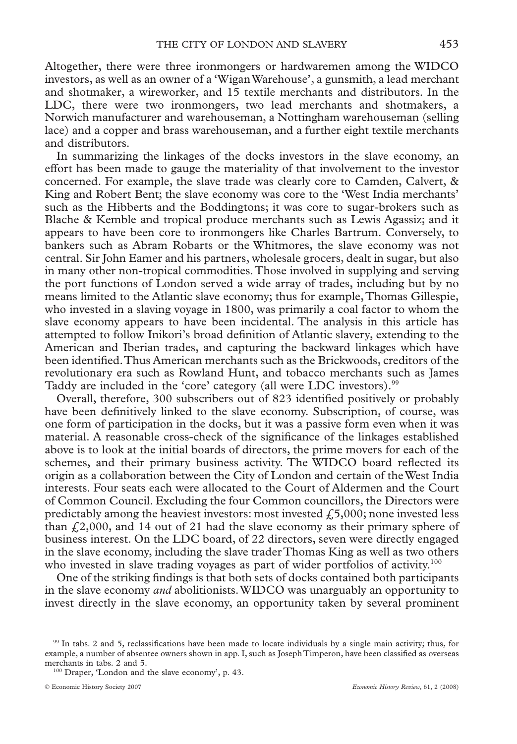Altogether, there were three ironmongers or hardwaremen among the WIDCO investors, as well as an owner of a 'Wigan Warehouse', a gunsmith, a lead merchant and shotmaker, a wireworker, and 15 textile merchants and distributors. In the LDC, there were two ironmongers, two lead merchants and shotmakers, a Norwich manufacturer and warehouseman, a Nottingham warehouseman (selling lace) and a copper and brass warehouseman, and a further eight textile merchants and distributors.

In summarizing the linkages of the docks investors in the slave economy, an effort has been made to gauge the materiality of that involvement to the investor concerned. For example, the slave trade was clearly core to Camden, Calvert, & King and Robert Bent; the slave economy was core to the 'West India merchants' such as the Hibberts and the Boddingtons; it was core to sugar-brokers such as Blache & Kemble and tropical produce merchants such as Lewis Agassiz; and it appears to have been core to ironmongers like Charles Bartrum. Conversely, to bankers such as Abram Robarts or the Whitmores, the slave economy was not central. Sir John Eamer and his partners, wholesale grocers, dealt in sugar, but also in many other non-tropical commodities. Those involved in supplying and serving the port functions of London served a wide array of trades, including but by no means limited to the Atlantic slave economy; thus for example, Thomas Gillespie, who invested in a slaving voyage in 1800, was primarily a coal factor to whom the slave economy appears to have been incidental. The analysis in this article has attempted to follow Inikori's broad definition of Atlantic slavery, extending to the American and Iberian trades, and capturing the backward linkages which have been identified. Thus American merchants such as the Brickwoods, creditors of the revolutionary era such as Rowland Hunt, and tobacco merchants such as James Taddy are included in the 'core' category (all were LDC investors).[99]

Overall, therefore, 300 subscribers out of 823 identified positively or probably have been definitively linked to the slave economy. Subscription, of course, was one form of participation in the docks, but it was a passive form even when it was material. A reasonable cross-check of the significance of the linkages established above is to look at the initial boards of directors, the prime movers for each of the schemes, and their primary business activity. The WIDCO board reflected its origin as a collaboration between the City of London and certain of the West India interests. Four seats each were allocated to the Court of Aldermen and the Court of Common Council. Excluding the four Common councillors, the Directors were predictably among the heaviest investors: most invested £5,000; none invested less than £2,000, and 14 out of 21 had the slave economy as their primary sphere of business interest. On the LDC board, of 22 directors, seven were directly engaged in the slave economy, including the slave trader Thomas King as well as two others who invested in slave trading voyages as part of wider portfolios of activity.[100]

One of the striking findings is that both sets of docks contained both participants in the slave economy *and* abolitionists. WIDCO was unarguably an opportunity to invest directly in the slave economy, an opportunity taken by several prominent

[99] In tabs. 2 and 5, reclassifications have been made to locate individuals by a single main activity; thus, for example, a number of absentee owners shown in app. I, such as Joseph Timperon, have been classified as overseas merchants in tabs. 2 and 5.

[100] Draper, 'London and the slave economy', p. 43.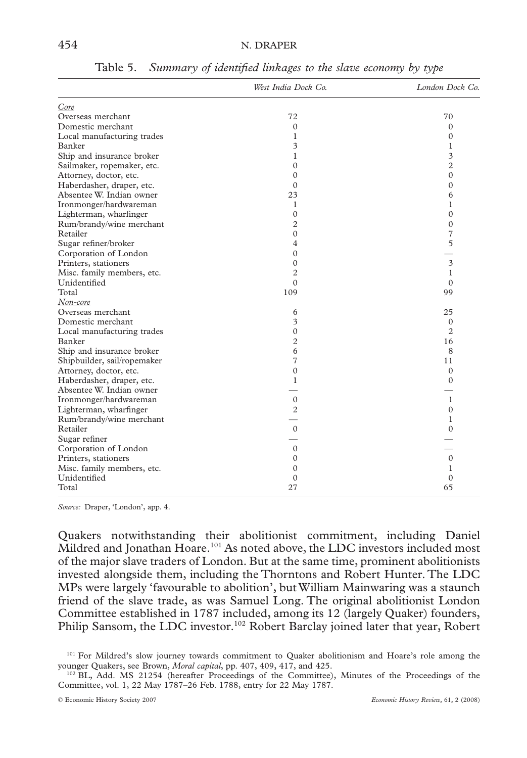Table 5. *Summary of identified linkages to the slave economy by type*

| | *West India Dock Co.* | *London Dock Co.* |
|---|---|---|
| Core | | |
| Overseas merchant | 72 | 70 |
| Domestic merchant | 0 | 0 |
| Local manufacturing trades | 1 | 0 |
| Banker | 3 | 1 |
| Ship and insurance broker | 1 | 3 |
| Sailmaker, ropemaker, etc. | 0 | 2 |
| Attorney, doctor, etc. | 0 | 0 |
| Haberdasher, draper, etc. | 0 | 0 |
| Absentee W. Indian owner | 23 | 6 |
| Ironmonger/hardwareman | 1 | 1 |
| Lighterman, wharfinger | 0 | 0 |
| Rum/brandy/wine merchant | 2 | 0 |
| Retailer | 0 | 7 |
| Sugar refiner/broker | 4 | 5 |
| Corporation of London | 0 | — |
| Printers, stationers | 0 | 3 |
| Misc. family members, etc. | 2 | 1 |
| Unidentified | 0 | 0 |
| Total | 109 | 99 |
| Non-core | | |
| Overseas merchant | 6 | 25 |
| Domestic merchant | 3 | 0 |
| Local manufacturing trades | 0 | 2 |
| Banker | 2 | 16 |
| Ship and insurance broker | 6 | 8 |
| Shipbuilder, sail/ropemaker | 7 | 11 |
| Attorney, doctor, etc. | 0 | 0 |
| Haberdasher, draper, etc. | 1 | 0 |
| Absentee W. Indian owner | — | — |
| Ironmonger/hardwareman | 0 | 1 |
| Lighterman, wharfinger | 2 | 0 |
| Rum/brandy/wine merchant | — | 1 |
| Retailer | 0 | 0 |
| Sugar refiner | — | — |
| Corporation of London | 0 | — |
| Printers, stationers | 0 | 0 |
| Misc. family members, etc. | 0 | 1 |
| Unidentified | 0 | 0 |
| Total | 27 | 65 |

*Source:* Draper, 'London', app. 4.

Quakers notwithstanding their abolitionist commitment, including Daniel Mildred and Jonathan Hoare.[101] As noted above, the LDC investors included most of the major slave traders of London. But at the same time, prominent abolitionists invested alongside them, including the Thorntons and Robert Hunter. The LDC MPs were largely 'favourable to abolition', but William Mainwaring was a staunch friend of the slave trade, as was Samuel Long. The original abolitionist London Committee established in 1787 included, among its 12 (largely Quaker) founders, Philip Sansom, the LDC investor.[102] Robert Barclay joined later that year, Robert

[101] For Mildred's slow journey towards commitment to Quaker abolitionism and Hoare's role among the younger Quakers, see Brown, *Moral capital*, pp. 407, 409, 417, and 425.

[102] BL, Add. MS 21254 (hereafter Proceedings of the Committee), Minutes of the Proceedings of the Committee, vol. 1, 22 May 1787–26 Feb. 1788, entry for 22 May 1787.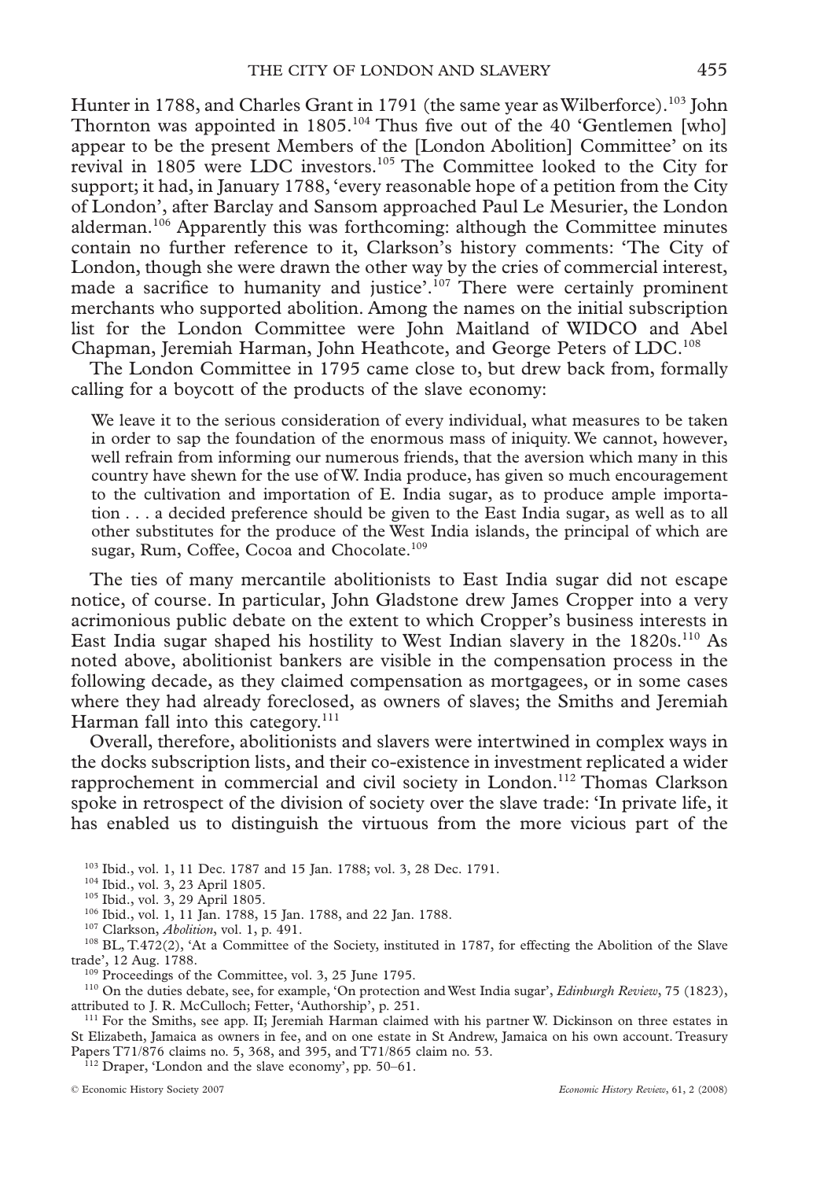Hunter in 1788, and Charles Grant in 1791 (the same year as Wilberforce).[103] John Thornton was appointed in 1805.[104] Thus five out of the 40 'Gentlemen [who] appear to be the present Members of the [London Abolition] Committee' on its revival in 1805 were LDC investors.[105] The Committee looked to the City for support; it had, in January 1788, 'every reasonable hope of a petition from the City of London', after Barclay and Sansom approached Paul Le Mesurier, the London alderman.[106] Apparently this was forthcoming: although the Committee minutes contain no further reference to it, Clarkson's history comments: 'The City of London, though she were drawn the other way by the cries of commercial interest, made a sacrifice to humanity and justice'.[107] There were certainly prominent merchants who supported abolition. Among the names on the initial subscription list for the London Committee were John Maitland of WIDCO and Abel Chapman, Jeremiah Harman, John Heathcote, and George Peters of LDC.[108]

The London Committee in 1795 came close to, but drew back from, formally calling for a boycott of the products of the slave economy:

> We leave it to the serious consideration of every individual, what measures to be taken in order to sap the foundation of the enormous mass of iniquity. We cannot, however, well refrain from informing our numerous friends, that the aversion which many in this country have shewn for the use of W. India produce, has given so much encouragement to the cultivation and importation of E. India sugar, as to produce ample importation . . . a decided preference should be given to the East India sugar, as well as to all other substitutes for the produce of the West India islands, the principal of which are sugar, Rum, Coffee, Cocoa and Chocolate.[109]

The ties of many mercantile abolitionists to East India sugar did not escape notice, of course. In particular, John Gladstone drew James Cropper into a very acrimonious public debate on the extent to which Cropper's business interests in East India sugar shaped his hostility to West Indian slavery in the 1820s.[110] As noted above, abolitionist bankers are visible in the compensation process in the following decade, as they claimed compensation as mortgagees, or in some cases where they had already foreclosed, as owners of slaves; the Smiths and Jeremiah Harman fall into this category.[111]

Overall, therefore, abolitionists and slavers were intertwined in complex ways in the docks subscription lists, and their co-existence in investment replicated a wider rapprochement in commercial and civil society in London.[112] Thomas Clarkson spoke in retrospect of the division of society over the slave trade: 'In private life, it has enabled us to distinguish the virtuous from the more vicious part of the

---

[103] Ibid., vol. 1, 11 Dec. 1787 and 15 Jan. 1788; vol. 3, 28 Dec. 1791.

[104] Ibid., vol. 3, 23 April 1805.

[105] Ibid., vol. 3, 29 April 1805.

[106] Ibid., vol. 1, 11 Jan. 1788, 15 Jan. 1788, and 22 Jan. 1788.

[107] Clarkson, *Abolition*, vol. 1, p. 491.

[108] BL, T.472(2), 'At a Committee of the Society, instituted in 1787, for effecting the Abolition of the Slave trade', 12 Aug. 1788.

[109] Proceedings of the Committee, vol. 3, 25 June 1795.

[110] On the duties debate, see, for example, 'On protection and West India sugar', *Edinburgh Review*, 75 (1823), attributed to J. R. McCulloch; Fetter, 'Authorship', p. 251.

[111] For the Smiths, see app. II; Jeremiah Harman claimed with his partner W. Dickinson on three estates in St Elizabeth, Jamaica as owners in fee, and on one estate in St Andrew, Jamaica on his own account. Treasury Papers T71/876 claims no. 5, 368, and 395, and T71/865 claim no. 53.

[112] Draper, 'London and the slave economy', pp. 50–61.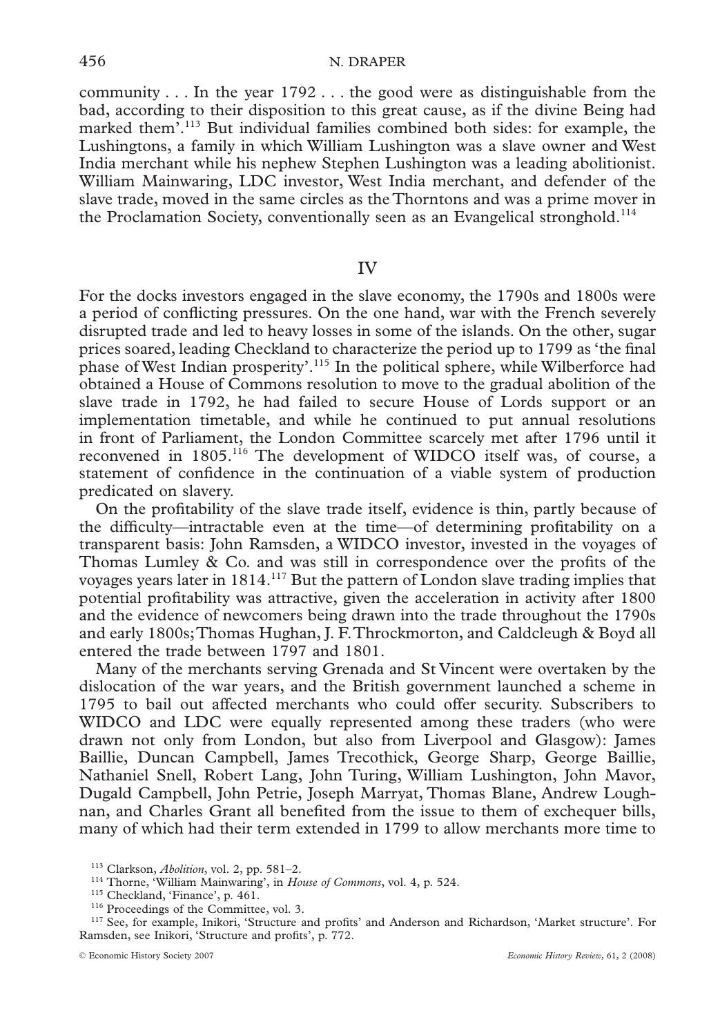community . . . In the year 1792 . . . the good were as distinguishable from the bad, according to their disposition to this great cause, as if the divine Being had marked them'.[113] But individual families combined both sides: for example, the Lushingtons, a family in which William Lushington was a slave owner and West India merchant while his nephew Stephen Lushington was a leading abolitionist. William Mainwaring, LDC investor, West India merchant, and defender of the slave trade, moved in the same circles as the Thorntons and was a prime mover in the Proclamation Society, conventionally seen as an Evangelical stronghold.[114]

## IV

For the docks investors engaged in the slave economy, the 1790s and 1800s were a period of conflicting pressures. On the one hand, war with the French severely disrupted trade and led to heavy losses in some of the islands. On the other, sugar prices soared, leading Checkland to characterize the period up to 1799 as 'the final phase of West Indian prosperity'.[115] In the political sphere, while Wilberforce had obtained a House of Commons resolution to move to the gradual abolition of the slave trade in 1792, he had failed to secure House of Lords support or an implementation timetable, and while he continued to put annual resolutions in front of Parliament, the London Committee scarcely met after 1796 until it reconvened in 1805.[116] The development of WIDCO itself was, of course, a statement of confidence in the continuation of a viable system of production predicated on slavery.

On the profitability of the slave trade itself, evidence is thin, partly because of the difficulty—intractable even at the time—of determining profitability on a transparent basis: John Ramsden, a WIDCO investor, invested in the voyages of Thomas Lumley & Co. and was still in correspondence over the profits of the voyages years later in 1814.[117] But the pattern of London slave trading implies that potential profitability was attractive, given the acceleration in activity after 1800 and the evidence of newcomers being drawn into the trade throughout the 1790s and early 1800s; Thomas Hughan, J. F. Throckmorton, and Caldcleugh & Boyd all entered the trade between 1797 and 1801.

Many of the merchants serving Grenada and St Vincent were overtaken by the dislocation of the war years, and the British government launched a scheme in 1795 to bail out affected merchants who could offer security. Subscribers to WIDCO and LDC were equally represented among these traders (who were drawn not only from London, but also from Liverpool and Glasgow): James Baillie, Duncan Campbell, James Trecothick, George Sharp, George Baillie, Nathaniel Snell, Robert Lang, John Turing, William Lushington, John Mavor, Dugald Campbell, John Petrie, Joseph Marryat, Thomas Blane, Andrew Loughnan, and Charles Grant all benefited from the issue to them of exchequer bills, many of which had their term extended in 1799 to allow merchants more time to

[113] Clarkson, *Abolition*, vol. 2, pp. 581–2.

[114] Thorne, 'William Mainwaring', in *House of Commons*, vol. 4, p. 524.

[115] Checkland, 'Finance', p. 461.

[116] Proceedings of the Committee, vol. 3.

[117] See, for example, Inikori, 'Structure and profits' and Anderson and Richardson, 'Market structure'. For Ramsden, see Inikori, 'Structure and profits', p. 772.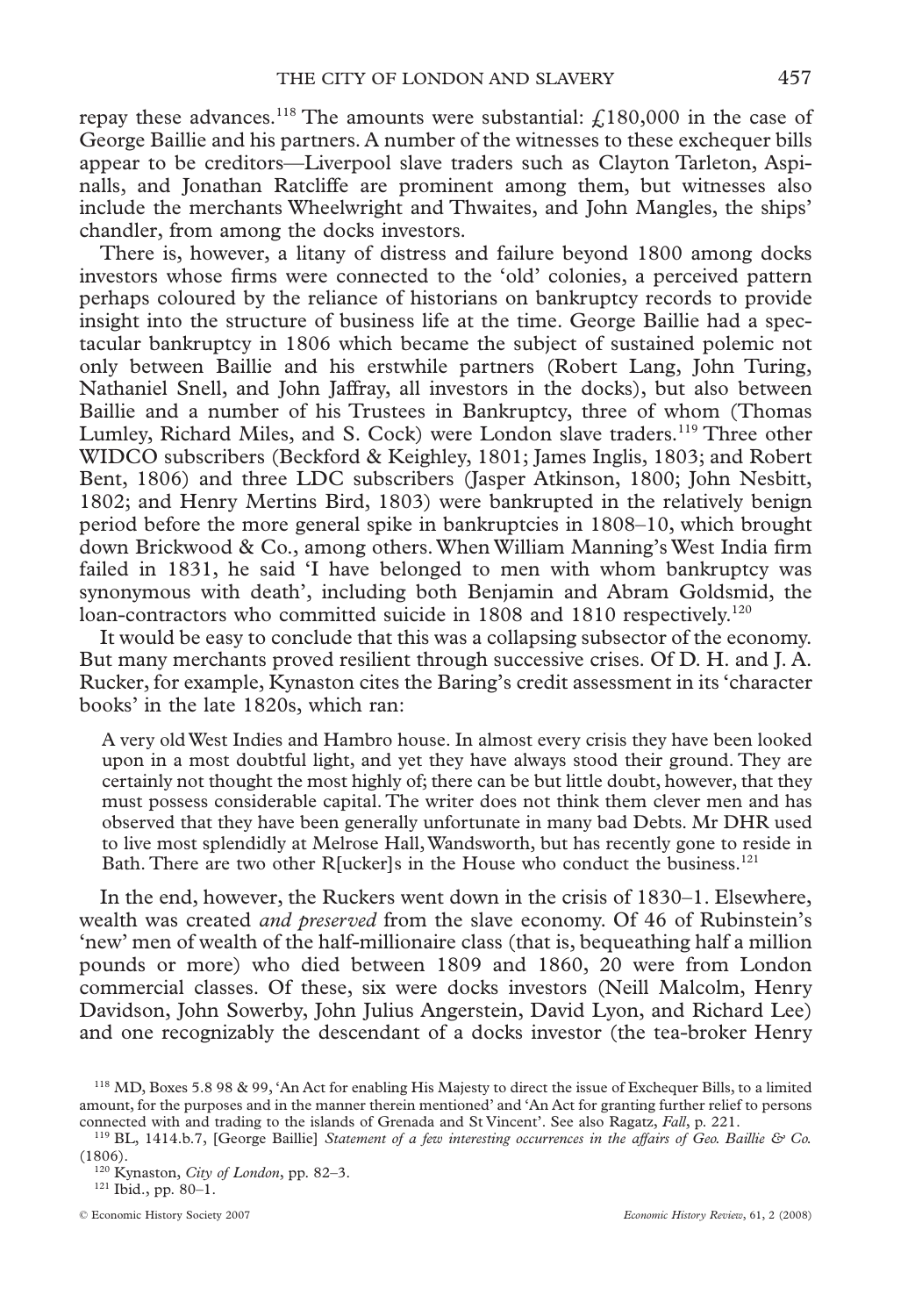repay these advances.[118] The amounts were substantial: £180,000 in the case of George Baillie and his partners. A number of the witnesses to these exchequer bills appear to be creditors—Liverpool slave traders such as Clayton Tarleton, Aspinalls, and Jonathan Ratcliffe are prominent among them, but witnesses also include the merchants Wheelwright and Thwaites, and John Mangles, the ships' chandler, from among the docks investors.

There is, however, a litany of distress and failure beyond 1800 among docks investors whose firms were connected to the 'old' colonies, a perceived pattern perhaps coloured by the reliance of historians on bankruptcy records to provide insight into the structure of business life at the time. George Baillie had a spectacular bankruptcy in 1806 which became the subject of sustained polemic not only between Baillie and his erstwhile partners (Robert Lang, John Turing, Nathaniel Snell, and John Jaffray, all investors in the docks), but also between Baillie and a number of his Trustees in Bankruptcy, three of whom (Thomas Lumley, Richard Miles, and S. Cock) were London slave traders.[119] Three other WIDCO subscribers (Beckford & Keighley, 1801; James Inglis, 1803; and Robert Bent, 1806) and three LDC subscribers (Jasper Atkinson, 1800; John Nesbitt, 1802; and Henry Mertins Bird, 1803) were bankrupted in the relatively benign period before the more general spike in bankruptcies in 1808–10, which brought down Brickwood & Co., among others. When William Manning's West India firm failed in 1831, he said 'I have belonged to men with whom bankruptcy was synonymous with death', including both Benjamin and Abram Goldsmid, the loan-contractors who committed suicide in 1808 and 1810 respectively.[120]

It would be easy to conclude that this was a collapsing subsector of the economy. But many merchants proved resilient through successive crises. Of D. H. and J. A. Rucker, for example, Kynaston cites the Baring's credit assessment in its 'character books' in the late 1820s, which ran:

> A very old West Indies and Hambro house. In almost every crisis they have been looked upon in a most doubtful light, and yet they have always stood their ground. They are certainly not thought the most highly of; there can be but little doubt, however, that they must possess considerable capital. The writer does not think them clever men and has observed that they have been generally unfortunate in many bad Debts. Mr DHR used to live most splendidly at Melrose Hall, Wandsworth, but has recently gone to reside in Bath. There are two other R[ucker]s in the House who conduct the business.[121]

In the end, however, the Ruckers went down in the crisis of 1830–1. Elsewhere, wealth was created *and preserved* from the slave economy. Of 46 of Rubinstein's 'new' men of wealth of the half-millionaire class (that is, bequeathing half a million pounds or more) who died between 1809 and 1860, 20 were from London commercial classes. Of these, six were docks investors (Neill Malcolm, Henry Davidson, John Sowerby, John Julius Angerstein, David Lyon, and Richard Lee) and one recognizably the descendant of a docks investor (the tea-broker Henry

---

[118] MD, Boxes 5.8 98 & 99, 'An Act for enabling His Majesty to direct the issue of Exchequer Bills, to a limited amount, for the purposes and in the manner therein mentioned' and 'An Act for granting further relief to persons connected with and trading to the islands of Grenada and St Vincent'. See also Ragatz, *Fall*, p. 221.

[119] BL, 1414.b.7, [George Baillie] *Statement of a few interesting occurrences in the affairs of Geo. Baillie & Co.* (1806).

[120] Kynaston, *City of London*, pp. 82–3.

[121] Ibid., pp. 80–1.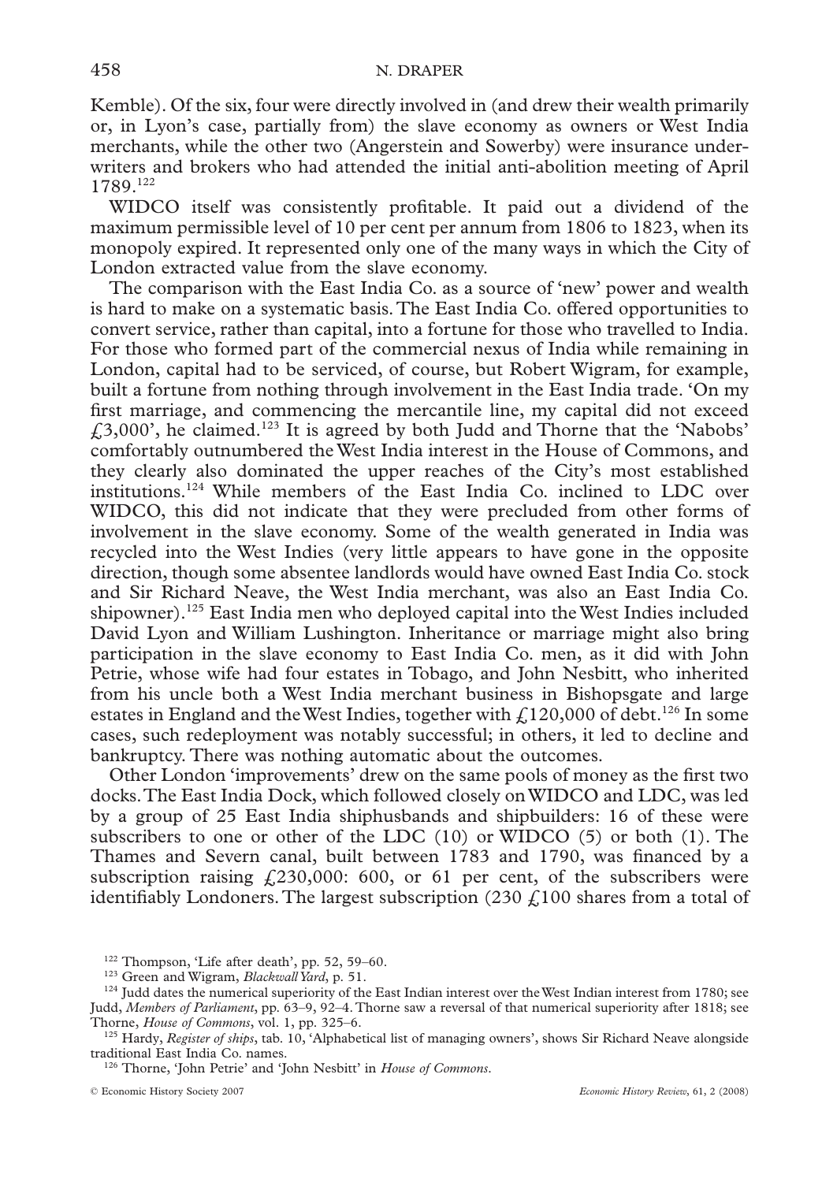Kemble). Of the six, four were directly involved in (and drew their wealth primarily or, in Lyon's case, partially from) the slave economy as owners or West India merchants, while the other two (Angerstein and Sowerby) were insurance underwriters and brokers who had attended the initial anti-abolition meeting of April 1789.[122]

WIDCO itself was consistently profitable. It paid out a dividend of the maximum permissible level of 10 per cent per annum from 1806 to 1823, when its monopoly expired. It represented only one of the many ways in which the City of London extracted value from the slave economy.

The comparison with the East India Co. as a source of 'new' power and wealth is hard to make on a systematic basis. The East India Co. offered opportunities to convert service, rather than capital, into a fortune for those who travelled to India. For those who formed part of the commercial nexus of India while remaining in London, capital had to be serviced, of course, but Robert Wigram, for example, built a fortune from nothing through involvement in the East India trade. 'On my first marriage, and commencing the mercantile line, my capital did not exceed £3,000', he claimed.[123] It is agreed by both Judd and Thorne that the 'Nabobs' comfortably outnumbered the West India interest in the House of Commons, and they clearly also dominated the upper reaches of the City's most established institutions.[124] While members of the East India Co. inclined to LDC over WIDCO, this did not indicate that they were precluded from other forms of involvement in the slave economy. Some of the wealth generated in India was recycled into the West Indies (very little appears to have gone in the opposite direction, though some absentee landlords would have owned East India Co. stock and Sir Richard Neave, the West India merchant, was also an East India Co. shipowner).[125] East India men who deployed capital into the West Indies included David Lyon and William Lushington. Inheritance or marriage might also bring participation in the slave economy to East India Co. men, as it did with John Petrie, whose wife had four estates in Tobago, and John Nesbitt, who inherited from his uncle both a West India merchant business in Bishopsgate and large estates in England and the West Indies, together with £120,000 of debt.[126] In some cases, such redeployment was notably successful; in others, it led to decline and bankruptcy. There was nothing automatic about the outcomes.

Other London 'improvements' drew on the same pools of money as the first two docks. The East India Dock, which followed closely on WIDCO and LDC, was led by a group of 25 East India shiphusbands and shipbuilders: 16 of these were subscribers to one or other of the LDC (10) or WIDCO (5) or both (1). The Thames and Severn canal, built between 1783 and 1790, was financed by a subscription raising £230,000: 600, or 61 per cent, of the subscribers were identifiably Londoners. The largest subscription (230 £100 shares from a total of

[122] Thompson, 'Life after death', pp. 52, 59–60.

[123] Green and Wigram, *Blackwall Yard*, p. 51.

[124] Judd dates the numerical superiority of the East Indian interest over the West Indian interest from 1780; see Judd, *Members of Parliament*, pp. 63–9, 92–4. Thorne saw a reversal of that numerical superiority after 1818; see Thorne, *House of Commons*, vol. 1, pp. 325–6.

[125] Hardy, *Register of ships*, tab. 10, 'Alphabetical list of managing owners', shows Sir Richard Neave alongside traditional East India Co. names.

[126] Thorne, 'John Petrie' and 'John Nesbitt' in *House of Commons*.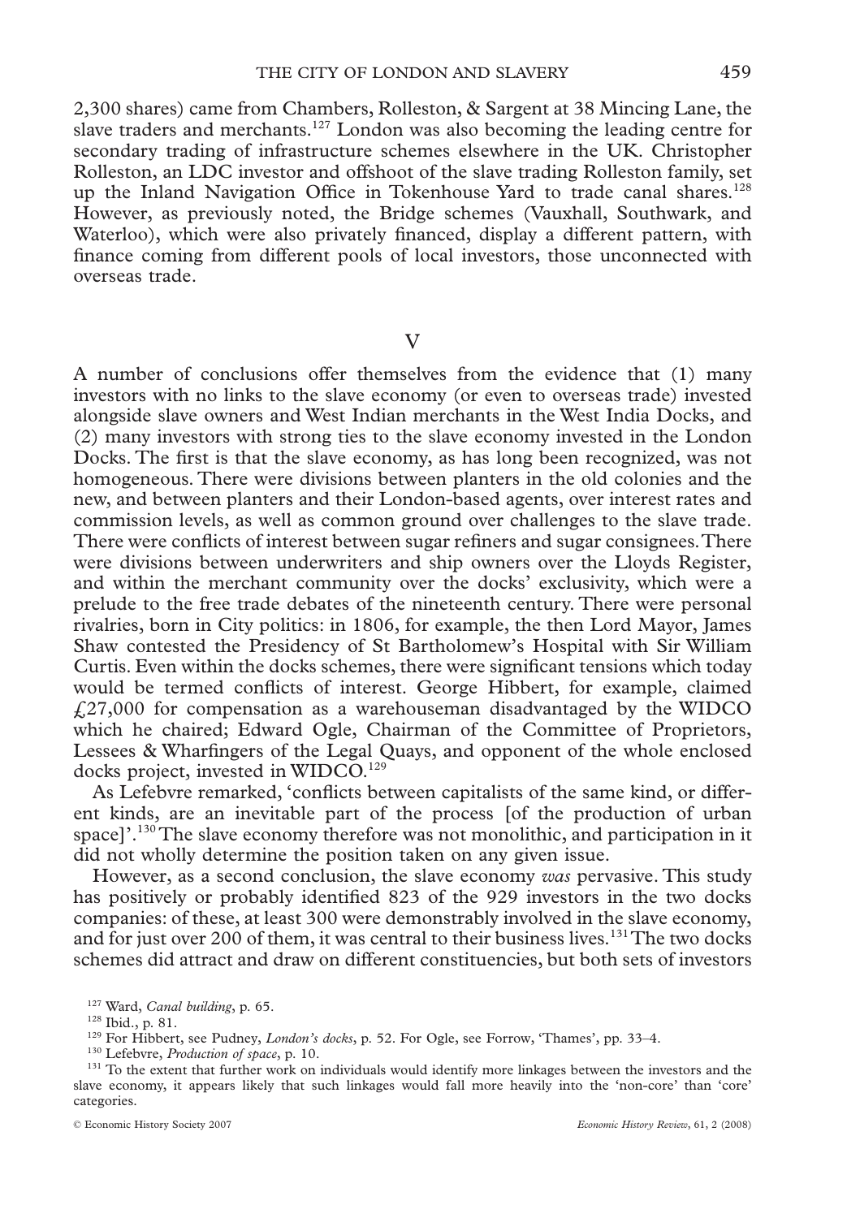2,300 shares) came from Chambers, Rolleston, & Sargent at 38 Mincing Lane, the slave traders and merchants.[127] London was also becoming the leading centre for secondary trading of infrastructure schemes elsewhere in the UK. Christopher Rolleston, an LDC investor and offshoot of the slave trading Rolleston family, set up the Inland Navigation Office in Tokenhouse Yard to trade canal shares.[128] However, as previously noted, the Bridge schemes (Vauxhall, Southwark, and Waterloo), which were also privately financed, display a different pattern, with finance coming from different pools of local investors, those unconnected with overseas trade.

## V

A number of conclusions offer themselves from the evidence that (1) many investors with no links to the slave economy (or even to overseas trade) invested alongside slave owners and West Indian merchants in the West India Docks, and (2) many investors with strong ties to the slave economy invested in the London Docks. The first is that the slave economy, as has long been recognized, was not homogeneous. There were divisions between planters in the old colonies and the new, and between planters and their London-based agents, over interest rates and commission levels, as well as common ground over challenges to the slave trade. There were conflicts of interest between sugar refiners and sugar consignees. There were divisions between underwriters and ship owners over the Lloyds Register, and within the merchant community over the docks' exclusivity, which were a prelude to the free trade debates of the nineteenth century. There were personal rivalries, born in City politics: in 1806, for example, the then Lord Mayor, James Shaw contested the Presidency of St Bartholomew's Hospital with Sir William Curtis. Even within the docks schemes, there were significant tensions which today would be termed conflicts of interest. George Hibbert, for example, claimed £27,000 for compensation as a warehouseman disadvantaged by the WIDCO which he chaired; Edward Ogle, Chairman of the Committee of Proprietors, Lessees & Wharfingers of the Legal Quays, and opponent of the whole enclosed docks project, invested in WIDCO.[129]

As Lefebvre remarked, 'conflicts between capitalists of the same kind, or different kinds, are an inevitable part of the process [of the production of urban space]'.[130] The slave economy therefore was not monolithic, and participation in it did not wholly determine the position taken on any given issue.

However, as a second conclusion, the slave economy *was* pervasive. This study has positively or probably identified 823 of the 929 investors in the two docks companies: of these, at least 300 were demonstrably involved in the slave economy, and for just over 200 of them, it was central to their business lives.[131] The two docks schemes did attract and draw on different constituencies, but both sets of investors

[127] Ward, *Canal building*, p. 65.

[128] Ibid., p. 81.

[129] For Hibbert, see Pudney, *London's docks*, p. 52. For Ogle, see Forrow, 'Thames', pp. 33–4.

[130] Lefebvre, *Production of space*, p. 10.

[131] To the extent that further work on individuals would identify more linkages between the investors and the slave economy, it appears likely that such linkages would fall more heavily into the 'non-core' than 'core' categories.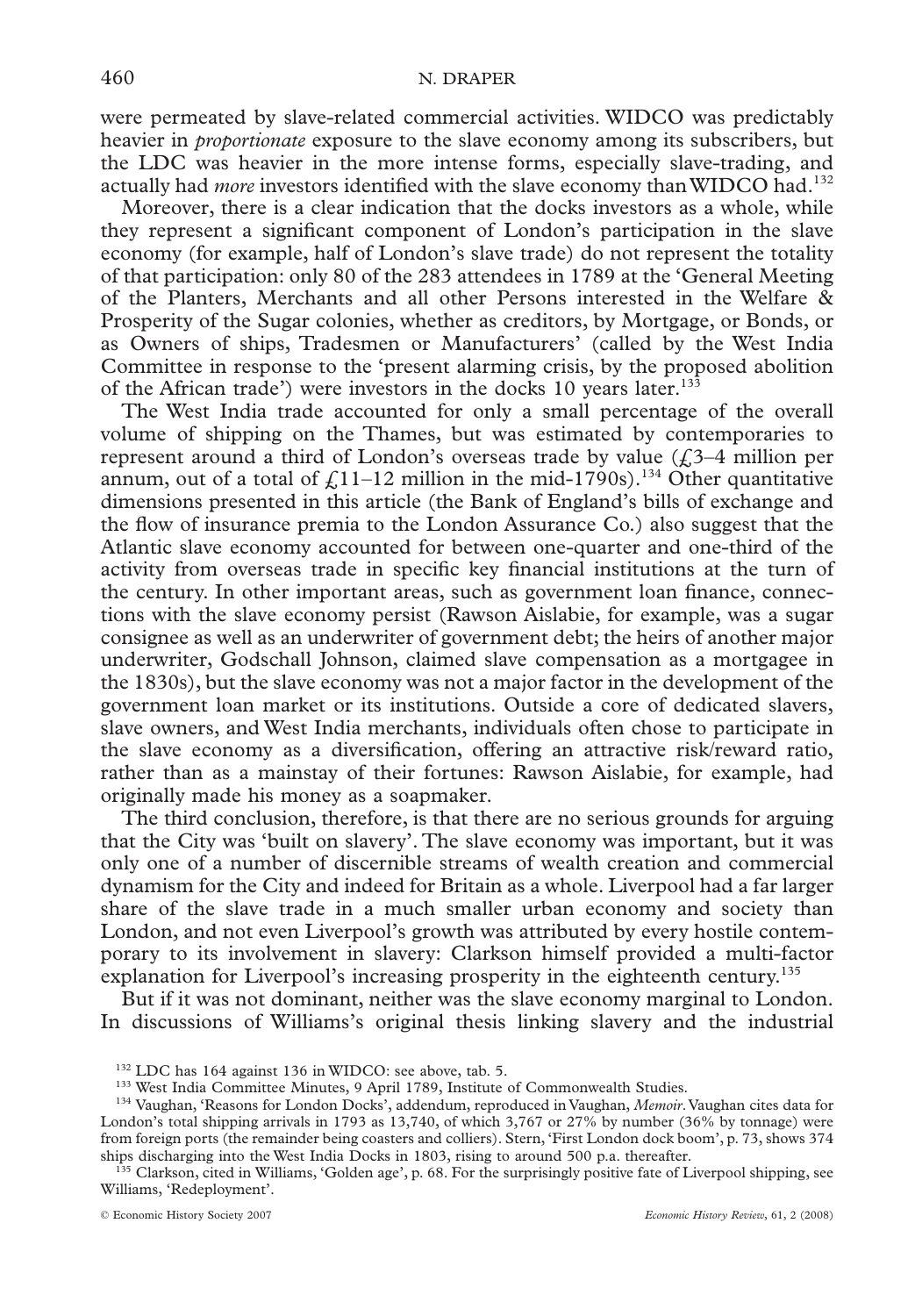were permeated by slave-related commercial activities. WIDCO was predictably heavier in *proportionate* exposure to the slave economy among its subscribers, but the LDC was heavier in the more intense forms, especially slave-trading, and actually had *more* investors identified with the slave economy than WIDCO had.[132]

Moreover, there is a clear indication that the docks investors as a whole, while they represent a significant component of London's participation in the slave economy (for example, half of London's slave trade) do not represent the totality of that participation: only 80 of the 283 attendees in 1789 at the 'General Meeting of the Planters, Merchants and all other Persons interested in the Welfare & Prosperity of the Sugar colonies, whether as creditors, by Mortgage, or Bonds, or as Owners of ships, Tradesmen or Manufacturers' (called by the West India Committee in response to the 'present alarming crisis, by the proposed abolition of the African trade') were investors in the docks 10 years later.[133]

The West India trade accounted for only a small percentage of the overall volume of shipping on the Thames, but was estimated by contemporaries to represent around a third of London's overseas trade by value (£3–4 million per annum, out of a total of £11–12 million in the mid-1790s).[134] Other quantitative dimensions presented in this article (the Bank of England's bills of exchange and the flow of insurance premia to the London Assurance Co.) also suggest that the Atlantic slave economy accounted for between one-quarter and one-third of the activity from overseas trade in specific key financial institutions at the turn of the century. In other important areas, such as government loan finance, connections with the slave economy persist (Rawson Aislabie, for example, was a sugar consignee as well as an underwriter of government debt; the heirs of another major underwriter, Godschall Johnson, claimed slave compensation as a mortgagee in the 1830s), but the slave economy was not a major factor in the development of the government loan market or its institutions. Outside a core of dedicated slavers, slave owners, and West India merchants, individuals often chose to participate in the slave economy as a diversification, offering an attractive risk/reward ratio, rather than as a mainstay of their fortunes: Rawson Aislabie, for example, had originally made his money as a soapmaker.

The third conclusion, therefore, is that there are no serious grounds for arguing that the City was 'built on slavery'. The slave economy was important, but it was only one of a number of discernible streams of wealth creation and commercial dynamism for the City and indeed for Britain as a whole. Liverpool had a far larger share of the slave trade in a much smaller urban economy and society than London, and not even Liverpool's growth was attributed by every hostile contemporary to its involvement in slavery: Clarkson himself provided a multi-factor explanation for Liverpool's increasing prosperity in the eighteenth century.[135]

But if it was not dominant, neither was the slave economy marginal to London. In discussions of Williams's original thesis linking slavery and the industrial

[132] LDC has 164 against 136 in WIDCO: see above, tab. 5.

[133] West India Committee Minutes, 9 April 1789, Institute of Commonwealth Studies.

[134] Vaughan, 'Reasons for London Docks', addendum, reproduced in Vaughan, *Memoir*. Vaughan cites data for London's total shipping arrivals in 1793 as 13,740, of which 3,767 or 27% by number (36% by tonnage) were from foreign ports (the remainder being coasters and colliers). Stern, 'First London dock boom', p. 73, shows 374 ships discharging into the West India Docks in 1803, rising to around 500 p.a. thereafter.

[135] Clarkson, cited in Williams, 'Golden age', p. 68. For the surprisingly positive fate of Liverpool shipping, see Williams, 'Redeployment'.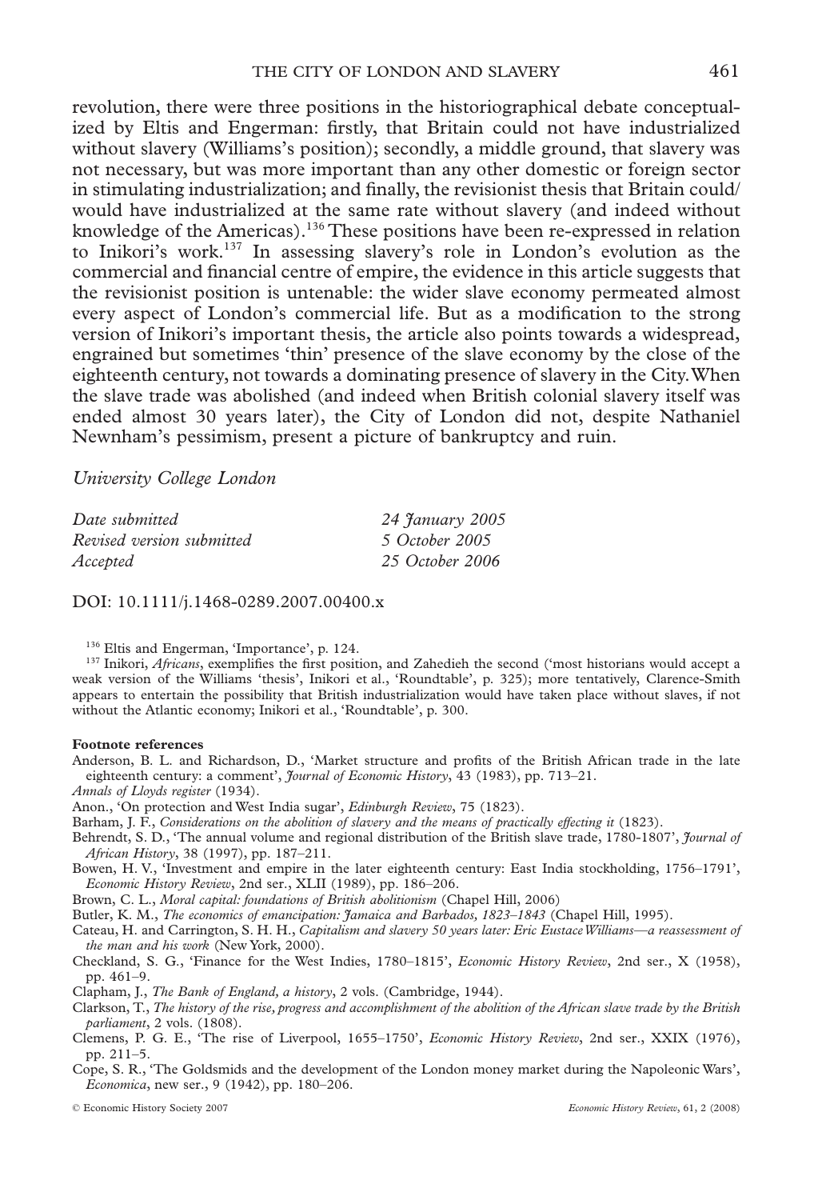revolution, there were three positions in the historiographical debate conceptualized by Eltis and Engerman: firstly, that Britain could not have industrialized without slavery (Williams's position); secondly, a middle ground, that slavery was not necessary, but was more important than any other domestic or foreign sector in stimulating industrialization; and finally, the revisionist thesis that Britain could/ would have industrialized at the same rate without slavery (and indeed without knowledge of the Americas).[136] These positions have been re-expressed in relation to Inikori's work.[137] In assessing slavery's role in London's evolution as the commercial and financial centre of empire, the evidence in this article suggests that the revisionist position is untenable: the wider slave economy permeated almost every aspect of London's commercial life. But as a modification to the strong version of Inikori's important thesis, the article also points towards a widespread, engrained but sometimes 'thin' presence of the slave economy by the close of the eighteenth century, not towards a dominating presence of slavery in the City. When the slave trade was abolished (and indeed when British colonial slavery itself was ended almost 30 years later), the City of London did not, despite Nathaniel Newnham's pessimism, present a picture of bankruptcy and ruin.

*University College London*

| | |
|---|---|
| *Date submitted* | *24 January 2005* |
| *Revised version submitted* | *5 October 2005* |
| *Accepted* | *25 October 2006* |

DOI: 10.1111/j.1468-0289.2007.00400.x

[136] Eltis and Engerman, 'Importance', p. 124.

[137] Inikori, *Africans*, exemplifies the first position, and Zahedieh the second ('most historians would accept a weak version of the Williams 'thesis', Inikori et al., 'Roundtable', p. 325); more tentatively, Clarence-Smith appears to entertain the possibility that British industrialization would have taken place without slaves, if not without the Atlantic economy; Inikori et al., 'Roundtable', p. 300.

**Footnote references**

Anderson, B. L. and Richardson, D., 'Market structure and profits of the British African trade in the late eighteenth century: a comment', *Journal of Economic History*, 43 (1983), pp. 713–21.

*Annals of Lloyds register* (1934).

Anon., 'On protection and West India sugar', *Edinburgh Review*, 75 (1823).

Barham, J. F., *Considerations on the abolition of slavery and the means of practically effecting it* (1823).

Behrendt, S. D., 'The annual volume and regional distribution of the British slave trade, 1780-1807', *Journal of African History*, 38 (1997), pp. 187–211.

Bowen, H. V., 'Investment and empire in the later eighteenth century: East India stockholding, 1756–1791', *Economic History Review*, 2nd ser., XLII (1989), pp. 186–206.

Brown, C. L., *Moral capital: foundations of British abolitionism* (Chapel Hill, 2006)

Butler, K. M., *The economics of emancipation: Jamaica and Barbados, 1823–1843* (Chapel Hill, 1995).

Cateau, H. and Carrington, S. H. H., *Capitalism and slavery 50 years later: Eric Eustace Williams—a reassessment of the man and his work* (New York, 2000).

Checkland, S. G., 'Finance for the West Indies, 1780–1815', *Economic History Review*, 2nd ser., X (1958), pp. 461–9.

Clapham, J., *The Bank of England, a history*, 2 vols. (Cambridge, 1944).

Clarkson, T., *The history of the rise, progress and accomplishment of the abolition of the African slave trade by the British parliament*, 2 vols. (1808).

Clemens, P. G. E., 'The rise of Liverpool, 1655–1750', *Economic History Review*, 2nd ser., XXIX (1976), pp. 211–5.

Cope, S. R., 'The Goldsmids and the development of the London money market during the Napoleonic Wars', *Economica*, new ser., 9 (1942), pp. 180–206.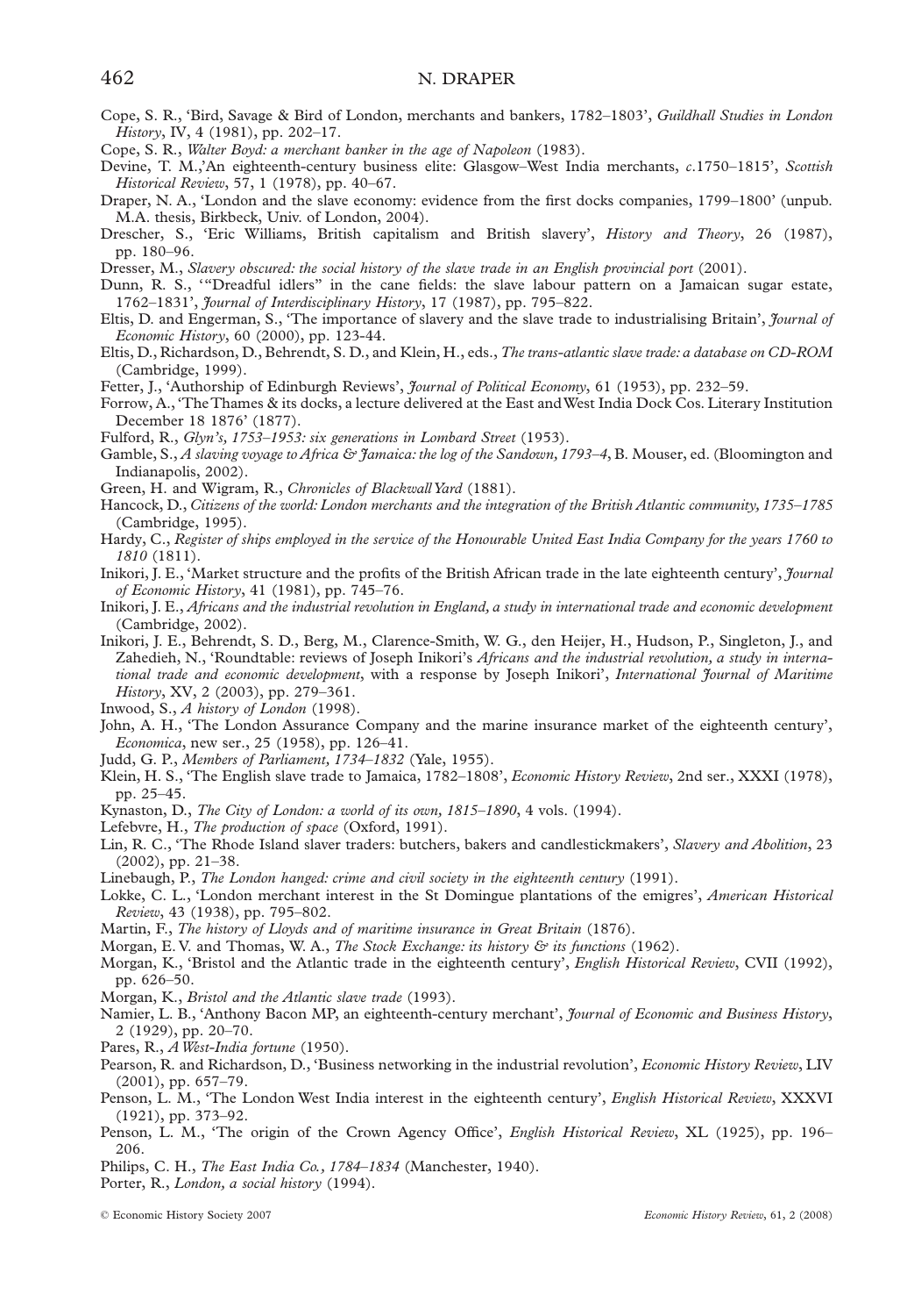Cope, S. R., 'Bird, Savage & Bird of London, merchants and bankers, 1782–1803', *Guildhall Studies in London History*, IV, 4 (1981), pp. 202–17.

Cope, S. R., *Walter Boyd: a merchant banker in the age of Napoleon* (1983).

Devine, T. M.,'An eighteenth-century business elite: Glasgow–West India merchants, *c*.1750–1815', *Scottish Historical Review*, 57, 1 (1978), pp. 40–67.

Draper, N. A., 'London and the slave economy: evidence from the first docks companies, 1799–1800' (unpub. M.A. thesis, Birkbeck, Univ. of London, 2004).

Drescher, S., 'Eric Williams, British capitalism and British slavery', *History and Theory*, 26 (1987), pp. 180–96.

Dresser, M., *Slavery obscured: the social history of the slave trade in an English provincial port* (2001).

Dunn, R. S., '"Dreadful idlers" in the cane fields: the slave labour pattern on a Jamaican sugar estate, 1762–1831', *Journal of Interdisciplinary History*, 17 (1987), pp. 795–822.

Eltis, D. and Engerman, S., 'The importance of slavery and the slave trade to industrialising Britain', *Journal of Economic History*, 60 (2000), pp. 123-44.

Eltis, D., Richardson, D., Behrendt, S. D., and Klein, H., eds., *The trans-atlantic slave trade: a database on CD-ROM* (Cambridge, 1999).

Fetter, J., 'Authorship of Edinburgh Reviews', *Journal of Political Economy*, 61 (1953), pp. 232–59.

Forrow, A., 'The Thames & its docks, a lecture delivered at the East and West India Dock Cos. Literary Institution December 18 1876' (1877).

Fulford, R., *Glyn's, 1753–1953: six generations in Lombard Street* (1953).

Gamble, S., *A slaving voyage to Africa & Jamaica: the log of the Sandown, 1793–4*, B. Mouser, ed. (Bloomington and Indianapolis, 2002).

Green, H. and Wigram, R., *Chronicles of Blackwall Yard* (1881).

Hancock, D., *Citizens of the world: London merchants and the integration of the British Atlantic community, 1735–1785* (Cambridge, 1995).

Hardy, C., *Register of ships employed in the service of the Honourable United East India Company for the years 1760 to 1810* (1811).

Inikori, J. E., 'Market structure and the profits of the British African trade in the late eighteenth century', *Journal of Economic History*, 41 (1981), pp. 745–76.

Inikori, J. E., *Africans and the industrial revolution in England, a study in international trade and economic development* (Cambridge, 2002).

Inikori, J. E., Behrendt, S. D., Berg, M., Clarence-Smith, W. G., den Heijer, H., Hudson, P., Singleton, J., and Zahedieh, N., 'Roundtable: reviews of Joseph Inikori's *Africans and the industrial revolution, a study in international trade and economic development*, with a response by Joseph Inikori', *International Journal of Maritime History*, XV, 2 (2003), pp. 279–361.

Inwood, S., *A history of London* (1998).

John, A. H., 'The London Assurance Company and the marine insurance market of the eighteenth century', *Economica*, new ser., 25 (1958), pp. 126–41.

Judd, G. P., *Members of Parliament, 1734–1832* (Yale, 1955).

Klein, H. S., 'The English slave trade to Jamaica, 1782–1808', *Economic History Review*, 2nd ser., XXXI (1978), pp. 25–45.

Kynaston, D., *The City of London: a world of its own, 1815–1890*, 4 vols. (1994).

Lefebvre, H., *The production of space* (Oxford, 1991).

Lin, R. C., 'The Rhode Island slaver traders: butchers, bakers and candlestickmakers', *Slavery and Abolition*, 23 (2002), pp. 21–38.

Linebaugh, P., *The London hanged: crime and civil society in the eighteenth century* (1991).

Lokke, C. L., 'London merchant interest in the St Domingue plantations of the emigres', *American Historical Review*, 43 (1938), pp. 795–802.

Martin, F., *The history of Lloyds and of maritime insurance in Great Britain* (1876).

Morgan, E. V. and Thomas, W. A., *The Stock Exchange: its history & its functions* (1962).

Morgan, K., 'Bristol and the Atlantic trade in the eighteenth century', *English Historical Review*, CVII (1992), pp. 626–50.

Morgan, K., *Bristol and the Atlantic slave trade* (1993).

Namier, L. B., 'Anthony Bacon MP, an eighteenth-century merchant', *Journal of Economic and Business History*, 2 (1929), pp. 20–70.

Pares, R., *A West-India fortune* (1950).

Pearson, R. and Richardson, D., 'Business networking in the industrial revolution', *Economic History Review*, LIV (2001), pp. 657–79.

Penson, L. M., 'The London West India interest in the eighteenth century', *English Historical Review*, XXXVI (1921), pp. 373–92.

Penson, L. M., 'The origin of the Crown Agency Office', *English Historical Review*, XL (1925), pp. 196–206.

Philips, C. H., *The East India Co., 1784–1834* (Manchester, 1940).

Porter, R., *London, a social history* (1994).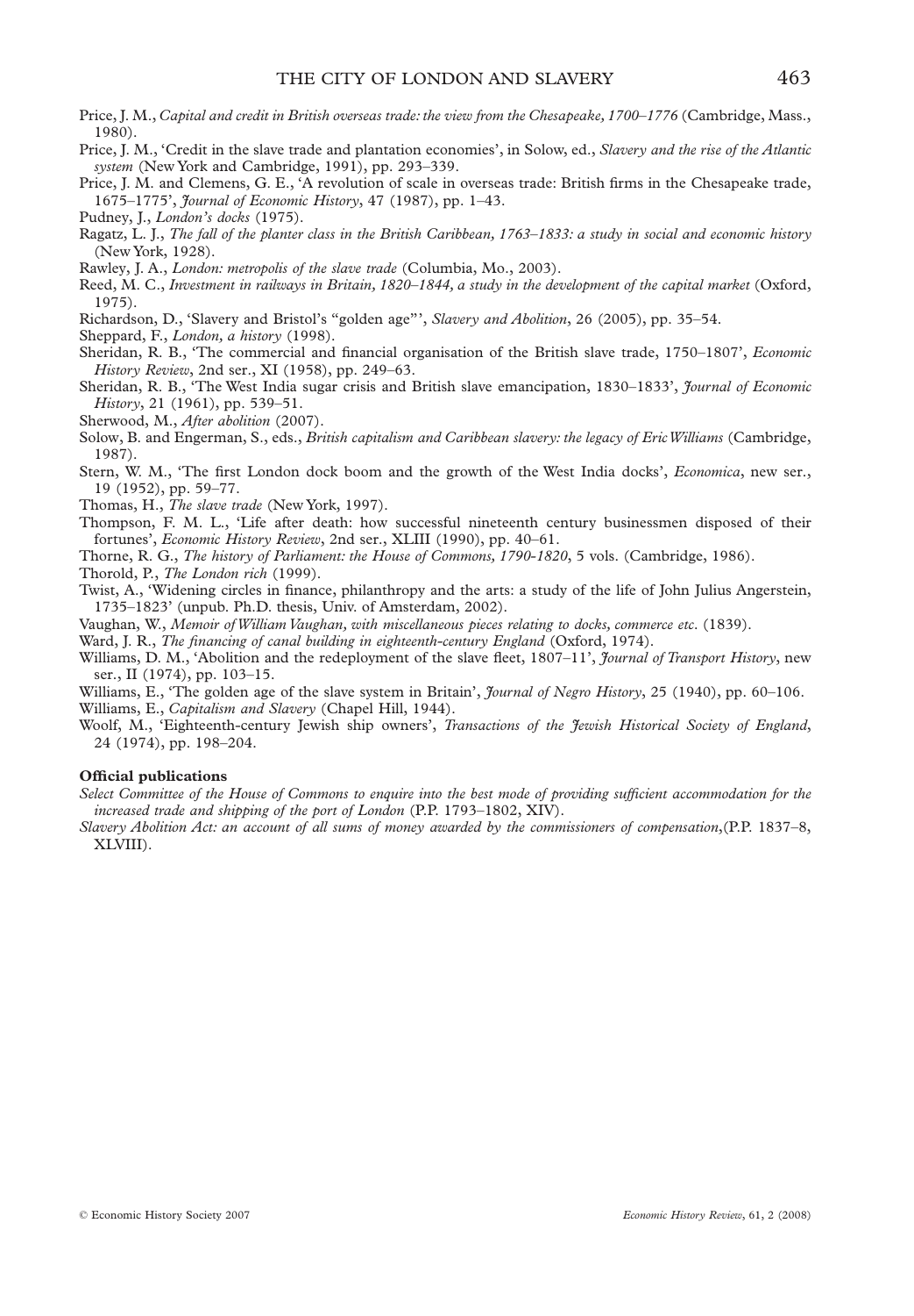Price, J. M., *Capital and credit in British overseas trade: the view from the Chesapeake, 1700–1776* (Cambridge, Mass., 1980).

Price, J. M., 'Credit in the slave trade and plantation economies', in Solow, ed., *Slavery and the rise of the Atlantic system* (New York and Cambridge, 1991), pp. 293–339.

Price, J. M. and Clemens, G. E., 'A revolution of scale in overseas trade: British firms in the Chesapeake trade, 1675–1775', *Journal of Economic History*, 47 (1987), pp. 1–43.

Pudney, J., *London's docks* (1975).

Ragatz, L. J., *The fall of the planter class in the British Caribbean, 1763–1833: a study in social and economic history* (New York, 1928).

Rawley, J. A., *London: metropolis of the slave trade* (Columbia, Mo., 2003).

Reed, M. C., *Investment in railways in Britain, 1820–1844, a study in the development of the capital market* (Oxford, 1975).

Richardson, D., 'Slavery and Bristol's "golden age"', *Slavery and Abolition*, 26 (2005), pp. 35–54.

Sheppard, F., *London, a history* (1998).

Sheridan, R. B., 'The commercial and financial organisation of the British slave trade, 1750–1807', *Economic History Review*, 2nd ser., XI (1958), pp. 249–63.

Sheridan, R. B., 'The West India sugar crisis and British slave emancipation, 1830–1833', *Journal of Economic History*, 21 (1961), pp. 539–51.

Sherwood, M., *After abolition* (2007).

Solow, B. and Engerman, S., eds., *British capitalism and Caribbean slavery: the legacy of Eric Williams* (Cambridge, 1987).

Stern, W. M., 'The first London dock boom and the growth of the West India docks', *Economica*, new ser., 19 (1952), pp. 59–77.

Thomas, H., *The slave trade* (New York, 1997).

Thompson, F. M. L., 'Life after death: how successful nineteenth century businessmen disposed of their fortunes', *Economic History Review*, 2nd ser., XLIII (1990), pp. 40–61.

Thorne, R. G., *The history of Parliament: the House of Commons, 1790-1820*, 5 vols. (Cambridge, 1986).

Thorold, P., *The London rich* (1999).

Twist, A., 'Widening circles in finance, philanthropy and the arts: a study of the life of John Julius Angerstein, 1735–1823' (unpub. Ph.D. thesis, Univ. of Amsterdam, 2002).

Vaughan, W., *Memoir of William Vaughan, with miscellaneous pieces relating to docks, commerce etc*. (1839).

Ward, J. R., *The financing of canal building in eighteenth-century England* (Oxford, 1974).

Williams, D. M., 'Abolition and the redeployment of the slave fleet, 1807–11', *Journal of Transport History*, new ser., II (1974), pp. 103–15.

Williams, E., 'The golden age of the slave system in Britain', *Journal of Negro History*, 25 (1940), pp. 60–106.

Williams, E., *Capitalism and Slavery* (Chapel Hill, 1944).

Woolf, M., 'Eighteenth-century Jewish ship owners', *Transactions of the Jewish Historical Society of England*, 24 (1974), pp. 198–204.

**Official publications**

*Select Committee of the House of Commons to enquire into the best mode of providing sufficient accommodation for the increased trade and shipping of the port of London* (P.P. 1793–1802, XIV).

*Slavery Abolition Act: an account of all sums of money awarded by the commissioners of compensation*,(P.P. 1837–8, XLVIII).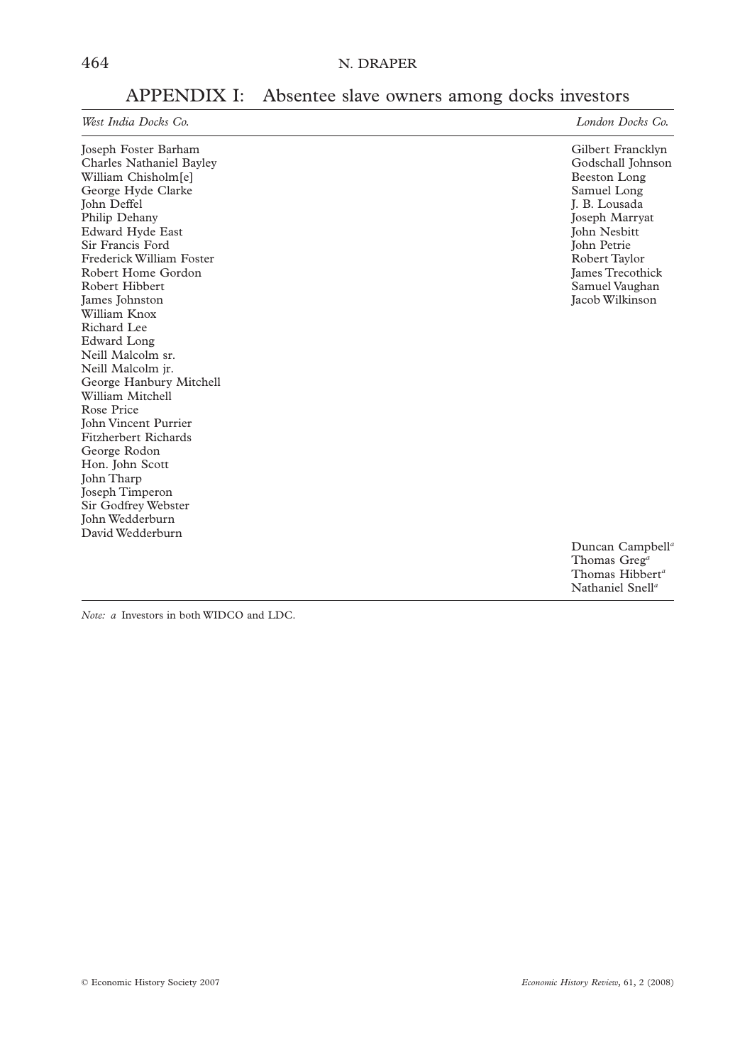## APPENDIX I: Absentee slave owners among docks investors

| *West India Docks Co.* | *London Docks Co.* |
| --- | --- |
| Joseph Foster Barham | Gilbert Francklyn |
| Charles Nathaniel Bayley | Godschall Johnson |
| William Chisholm[e] | Beeston Long |
| George Hyde Clarke | Samuel Long |
| John Deffel | J. B. Lousada |
| Philip Dehany | Joseph Marryat |
| Edward Hyde East | John Nesbitt |
| Sir Francis Ford | John Petrie |
| Frederick William Foster | Robert Taylor |
| Robert Home Gordon | James Trecothick |
| Robert Hibbert | Samuel Vaughan |
| James Johnston | Jacob Wilkinson |
| William Knox | |
| Richard Lee | |
| Edward Long | |
| Neill Malcolm sr. | |
| Neill Malcolm jr. | |
| George Hanbury Mitchell | |
| William Mitchell | |
| Rose Price | |
| John Vincent Purrier | |
| Fitzherbert Richards | |
| George Rodon | |
| Hon. John Scott | |
| John Tharp | |
| Joseph Timperon | |
| Sir Godfrey Webster | |
| John Wedderburn | |
| David Wedderburn | |
| | Duncan Campbell[a] |
| | Thomas Greg[a] |
| | Thomas Hibbert[a] |
| | Nathaniel Snell[a] |

*Note: a* Investors in both WIDCO and LDC.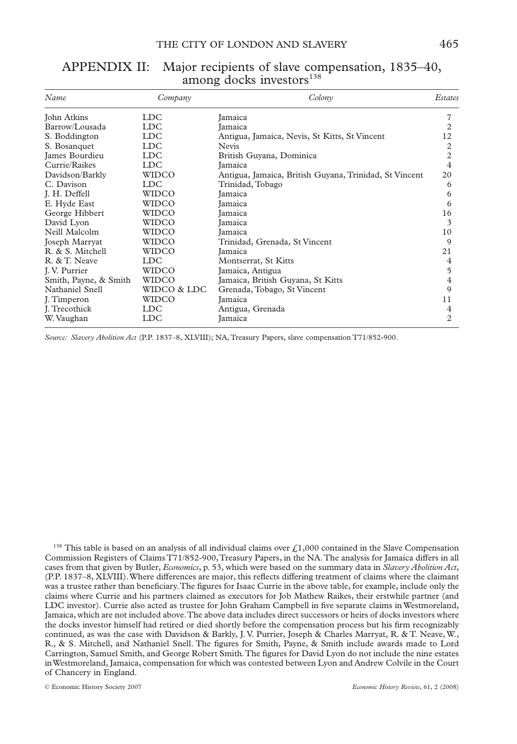## APPENDIX II: Major recipients of slave compensation, 1835–40, among docks investors[138]

| *Name* | *Company* | *Colony* | *Estates* |
|---|---|---|---|
| John Atkins | LDC | Jamaica | 7 |
| Barrow/Lousada | LDC | Jamaica | 2 |
| S. Boddington | LDC | Antigua, Jamaica, Nevis, St Kitts, St Vincent | 12 |
| S. Bosanquet | LDC | Nevis | 2 |
| James Bourdieu | LDC | British Guyana, Dominica | 2 |
| Currie/Raikes | LDC | Jamaica | 4 |
| Davidson/Barkly | WIDCO | Antigua, Jamaica, British Guyana, Trinidad, St Vincent | 20 |
| C. Davison | LDC | Trinidad, Tobago | 6 |
| J. H. Deffell | WIDCO | Jamaica | 6 |
| E. Hyde East | WIDCO | Jamaica | 6 |
| George Hibbert | WIDCO | Jamaica | 16 |
| David Lyon | WIDCO | Jamaica | 3 |
| Neill Malcolm | WIDCO | Jamaica | 10 |
| Joseph Marryat | WIDCO | Trinidad, Grenada, St Vincent | 9 |
| R. & S. Mitchell | WIDCO | Jamaica | 21 |
| R. & T. Neave | LDC | Montserrat, St Kitts | 4 |
| J. V. Purrier | WIDCO | Jamaica, Antigua | 5 |
| Smith, Payne, & Smith | WIDCO | Jamaica, British Guyana, St Kitts | 4 |
| Nathaniel Snell | WIDCO & LDC | Grenada, Tobago, St Vincent | 9 |
| J. Timperon | WIDCO | Jamaica | 11 |
| J. Trecothick | LDC | Antigua, Grenada | 4 |
| W. Vaughan | LDC | Jamaica | 2 |

*Source: Slavery Abolition Act* (P.P. 1837–8, XLVIII); NA, Treasury Papers, slave compensation T71/852-900.

[138] This table is based on an analysis of all individual claims over £1,000 contained in the Slave Compensation Commission Registers of Claims T71/852-900, Treasury Papers, in the NA. The analysis for Jamaica differs in all cases from that given by Butler, *Economics*, p. 53, which were based on the summary data in *Slavery Abolition Act*, (P.P. 1837–8, XLVIII). Where differences are major, this reflects differing treatment of claims where the claimant was a trustee rather than beneficiary. The figures for Isaac Currie in the above table, for example, include only the claims where Currie and his partners claimed as executors for Job Mathew Raikes, their erstwhile partner (and LDC investor). Currie also acted as trustee for John Graham Campbell in five separate claims in Westmoreland, Jamaica, which are not included above. The above data includes direct successors or heirs of docks investors where the docks investor himself had retired or died shortly before the compensation process but his firm recognizably continued, as was the case with Davidson & Barkly, J. V. Purrier, Joseph & Charles Marryat, R. & T. Neave, W., R., & S. Mitchell, and Nathaniel Snell. The figures for Smith, Payne, & Smith include awards made to Lord Carrington, Samuel Smith, and George Robert Smith. The figures for David Lyon do not include the nine estates in Westmoreland, Jamaica, compensation for which was contested between Lyon and Andrew Colvile in the Court of Chancery in England.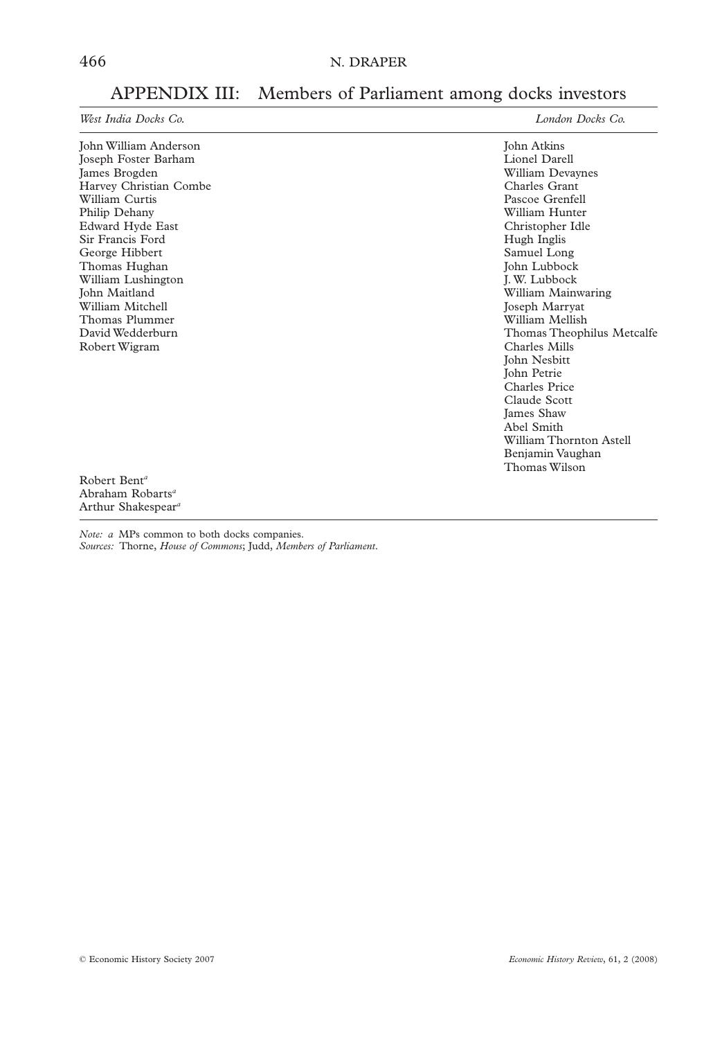## APPENDIX III: Members of Parliament among docks investors

| *West India Docks Co.* | *London Docks Co.* |
|---|---|
| John William Anderson | John Atkins |
| Joseph Foster Barham | Lionel Darell |
| James Brogden | William Devaynes |
| Harvey Christian Combe | Charles Grant |
| William Curtis | Pascoe Grenfell |
| Philip Dehany | William Hunter |
| Edward Hyde East | Christopher Idle |
| Sir Francis Ford | Hugh Inglis |
| George Hibbert | Samuel Long |
| Thomas Hughan | John Lubbock |
| William Lushington | J. W. Lubbock |
| John Maitland | William Mainwaring |
| William Mitchell | Joseph Marryat |
| Thomas Plummer | William Mellish |
| David Wedderburn | Thomas Theophilus Metcalfe |
| Robert Wigram | Charles Mills |
| | John Nesbitt |
| | John Petrie |
| | Charles Price |
| | Claude Scott |
| | James Shaw |
| | Abel Smith |
| | William Thornton Astell |
| | Benjamin Vaughan |
| | Thomas Wilson |
| Robert Bent[a] | |
| Abraham Robarts[a] | |
| Arthur Shakespear[a] | |

*Note: a* MPs common to both docks companies.
*Sources:* Thorne, *House of Commons*; Judd, *Members of Parliament*.